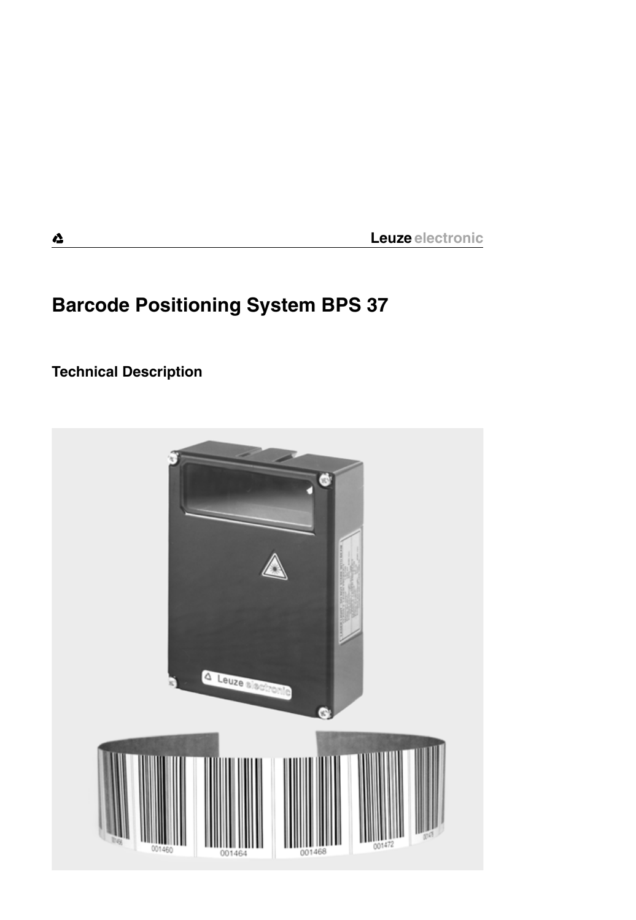Leuze electronic

# Barcode Positioning System BPS 37

## Technical Description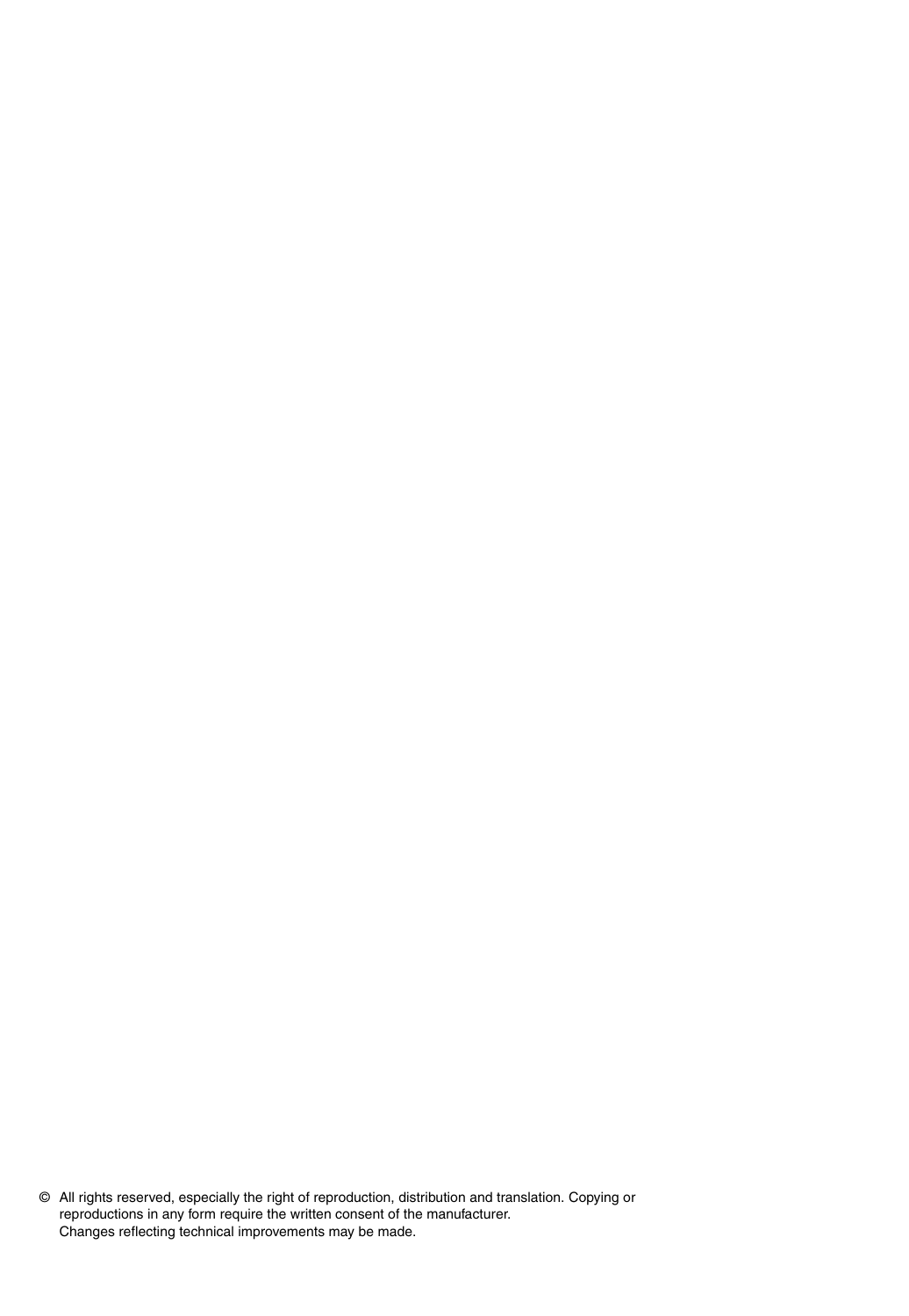© All rights reserved, especially the right of reproduction, distribution and translation. Copying or reproductions in any form require the written consent of the manufacturer.
Changes reflecting technical improvements may be made.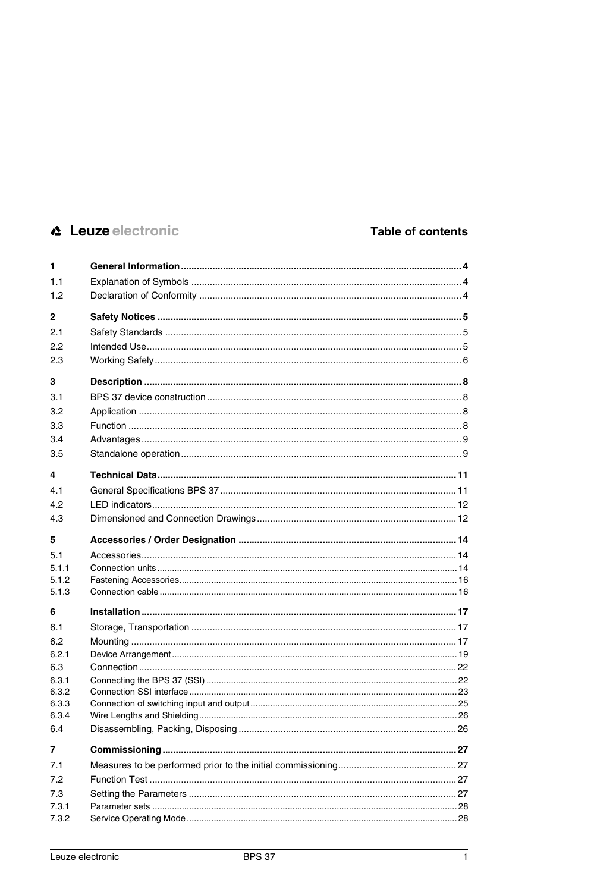# Table of contents

| | | |
|---|---|---|
| **1** | **General Information** | **4** |
| 1.1 | Explanation of Symbols | 4 |
| 1.2 | Declaration of Conformity | 4 |
| **2** | **Safety Notices** | **5** |
| 2.1 | Safety Standards | 5 |
| 2.2 | Intended Use | 5 |
| 2.3 | Working Safely | 6 |
| **3** | **Description** | **8** |
| 3.1 | BPS 37 device construction | 8 |
| 3.2 | Application | 8 |
| 3.3 | Function | 8 |
| 3.4 | Advantages | 9 |
| 3.5 | Standalone operation | 9 |
| **4** | **Technical Data** | **11** |
| 4.1 | General Specifications BPS 37 | 11 |
| 4.2 | LED indicators | 12 |
| 4.3 | Dimensioned and Connection Drawings | 12 |
| **5** | **Accessories / Order Designation** | **14** |
| 5.1 | Accessories | 14 |
| 5.1.1 | Connection units | 14 |
| 5.1.2 | Fastening Accessories | 16 |
| 5.1.3 | Connection cable | 16 |
| **6** | **Installation** | **17** |
| 6.1 | Storage, Transportation | 17 |
| 6.2 | Mounting | 17 |
| 6.2.1 | Device Arrangement | 19 |
| 6.3 | Connection | 22 |
| 6.3.1 | Connecting the BPS 37 (SSI) | 22 |
| 6.3.2 | Connection SSI interface | 23 |
| 6.3.3 | Connection of switching input and output | 25 |
| 6.3.4 | Wire Lengths and Shielding | 26 |
| 6.4 | Disassembling, Packing, Disposing | 26 |
| **7** | **Commissioning** | **27** |
| 7.1 | Measures to be performed prior to the initial commissioning | 27 |
| 7.2 | Function Test | 27 |
| 7.3 | Setting the Parameters | 27 |
| 7.3.1 | Parameter sets | 28 |
| 7.3.2 | Service Operating Mode | 28 |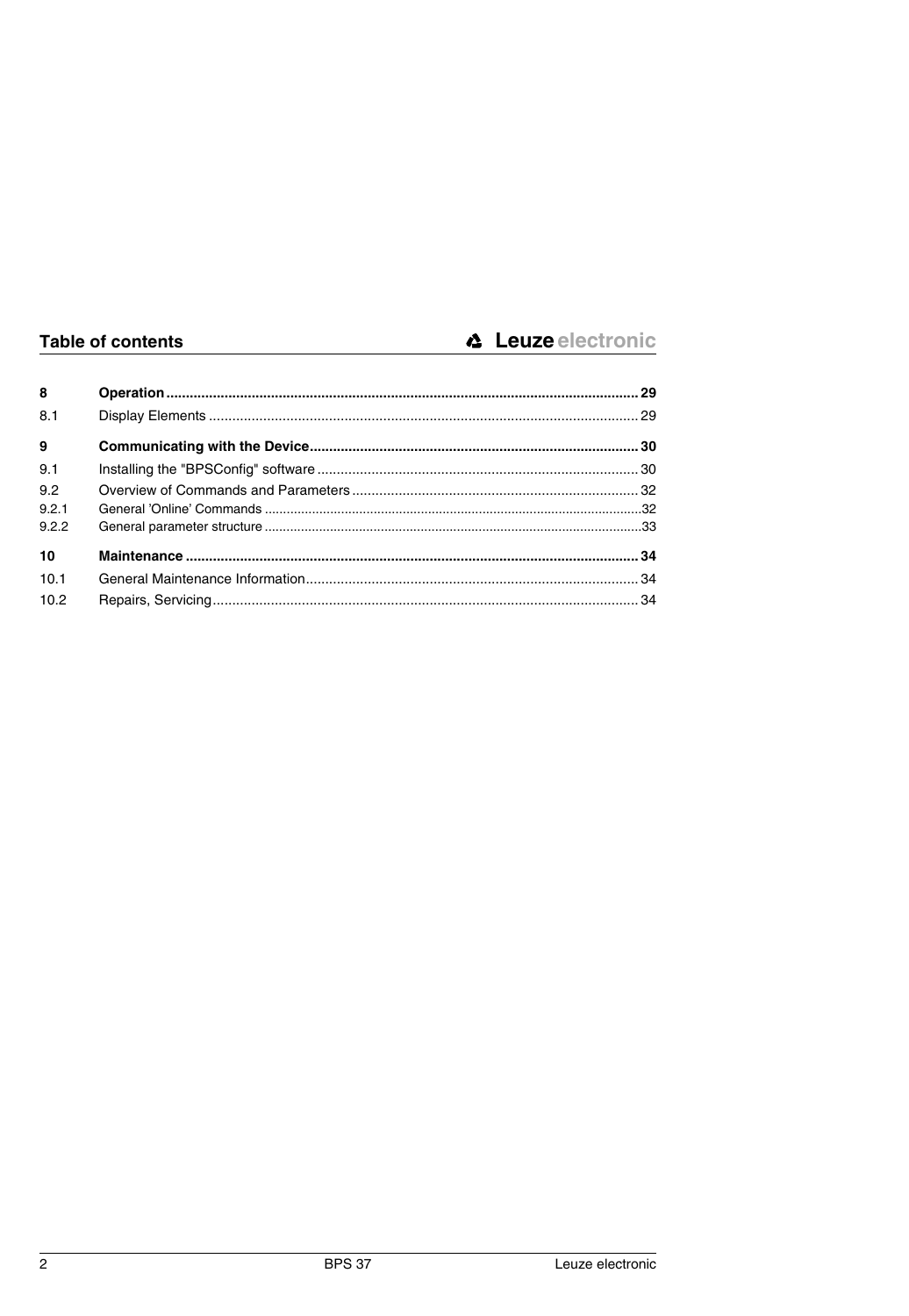## Table of contents

| | | |
|---|---|---|
| **8** | **Operation** | **29** |
| 8.1 | Display Elements | 29 |
| **9** | **Communicating with the Device** | **30** |
| 9.1 | Installing the "BPSConfig" software | 30 |
| 9.2 | Overview of Commands and Parameters | 32 |
| 9.2.1 | General 'Online' Commands | 32 |
| 9.2.2 | General parameter structure | 33 |
| **10** | **Maintenance** | **34** |
| 10.1 | General Maintenance Information | 34 |
| 10.2 | Repairs, Servicing | 34 |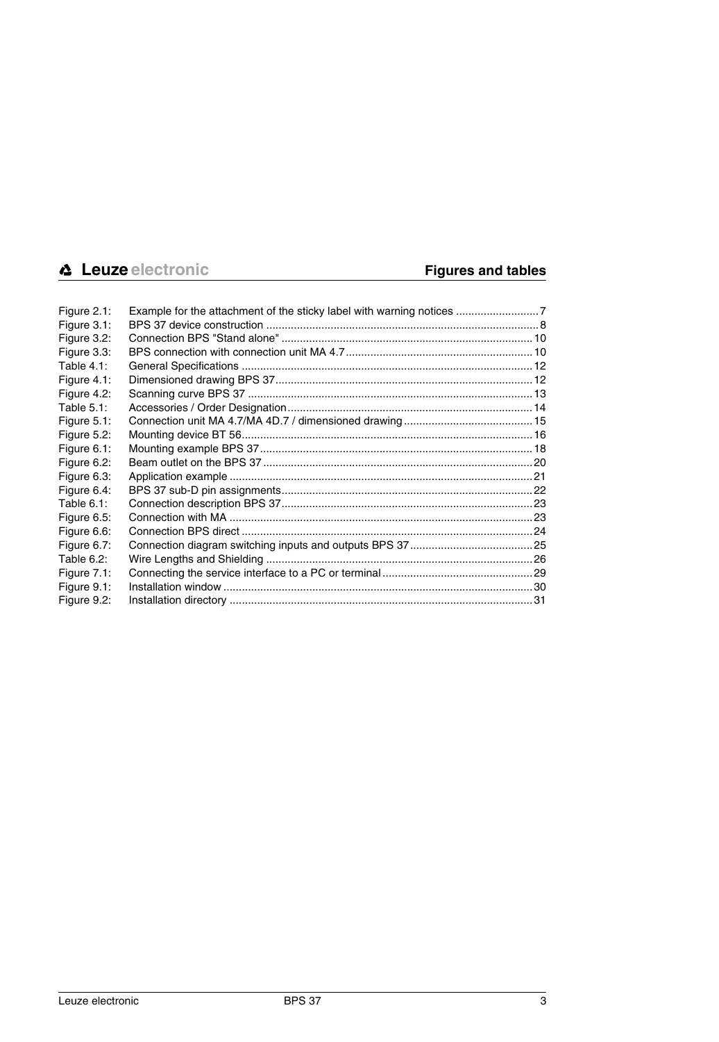## Figures and tables

| | | |
|---|---|---|
| Figure 2.1: | Example for the attachment of the sticky label with warning notices | 7 |
| Figure 3.1: | BPS 37 device construction | 8 |
| Figure 3.2: | Connection BPS "Stand alone" | 10 |
| Figure 3.3: | BPS connection with connection unit MA 4.7 | 10 |
| Table 4.1: | General Specifications | 12 |
| Figure 4.1: | Dimensioned drawing BPS 37 | 12 |
| Figure 4.2: | Scanning curve BPS 37 | 13 |
| Table 5.1: | Accessories / Order Designation | 14 |
| Figure 5.1: | Connection unit MA 4.7/MA 4D.7 / dimensioned drawing | 15 |
| Figure 5.2: | Mounting device BT 56 | 16 |
| Figure 6.1: | Mounting example BPS 37 | 18 |
| Figure 6.2: | Beam outlet on the BPS 37 | 20 |
| Figure 6.3: | Application example | 21 |
| Figure 6.4: | BPS 37 sub-D pin assignments | 22 |
| Table 6.1: | Connection description BPS 37 | 23 |
| Figure 6.5: | Connection with MA | 23 |
| Figure 6.6: | Connection BPS direct | 24 |
| Figure 6.7: | Connection diagram switching inputs and outputs BPS 37 | 25 |
| Table 6.2: | Wire Lengths and Shielding | 26 |
| Figure 7.1: | Connecting the service interface to a PC or terminal | 29 |
| Figure 9.1: | Installation window | 30 |
| Figure 9.2: | Installation directory | 31 |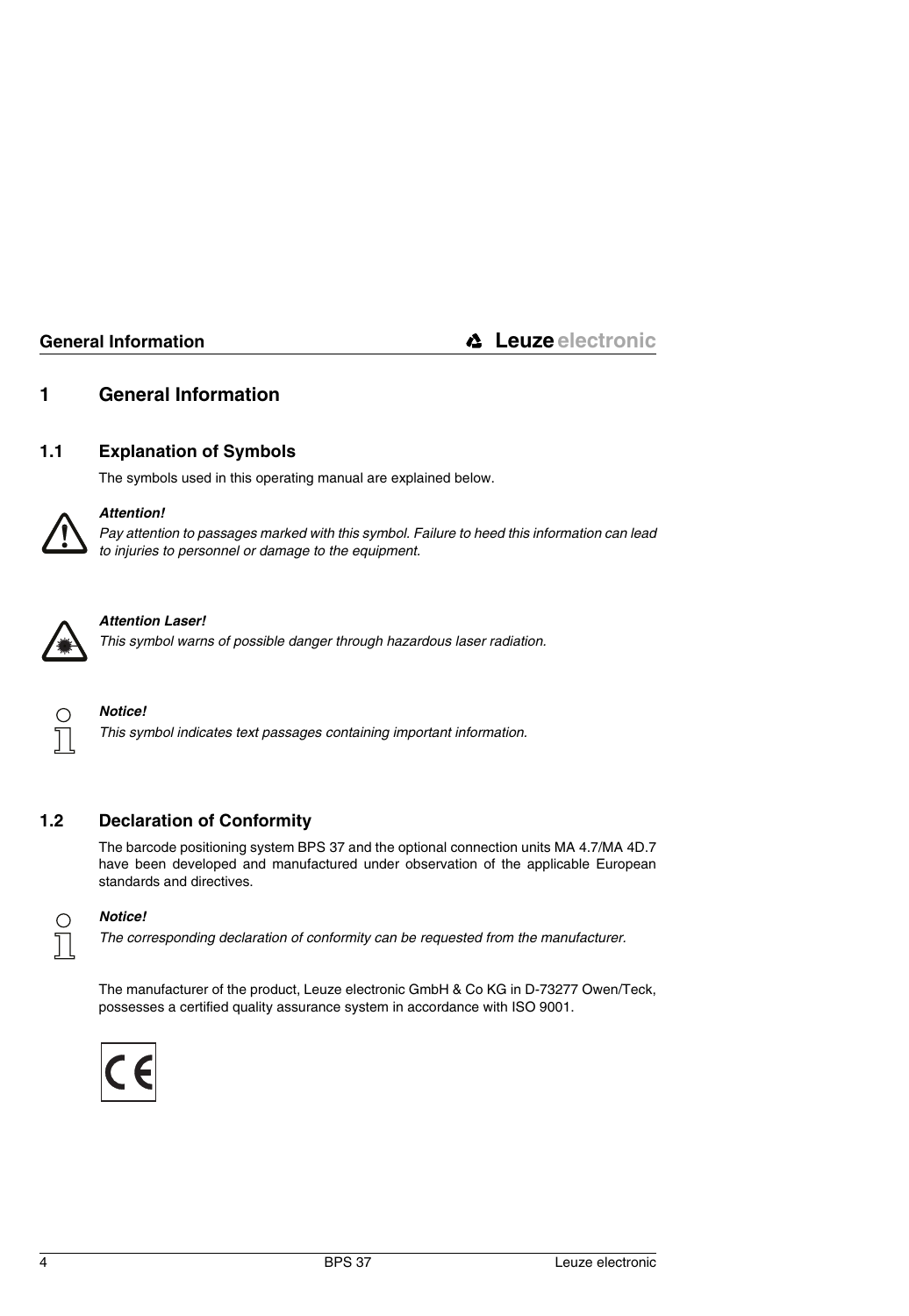# 1 General Information

## 1.1 Explanation of Symbols

The symbols used in this operating manual are explained below.

***Attention!***

*Pay attention to passages marked with this symbol. Failure to heed this information can lead to injuries to personnel or damage to the equipment.*

***Attention Laser!***

*This symbol warns of possible danger through hazardous laser radiation.*

***Notice!***

*This symbol indicates text passages containing important information.*

## 1.2 Declaration of Conformity

The barcode positioning system BPS 37 and the optional connection units MA 4.7/MA 4D.7 have been developed and manufactured under observation of the applicable European standards and directives.

***Notice!***

*The corresponding declaration of conformity can be requested from the manufacturer.*

The manufacturer of the product, Leuze electronic GmbH & Co KG in D-73277 Owen/Teck, possesses a certified quality assurance system in accordance with ISO 9001.

CE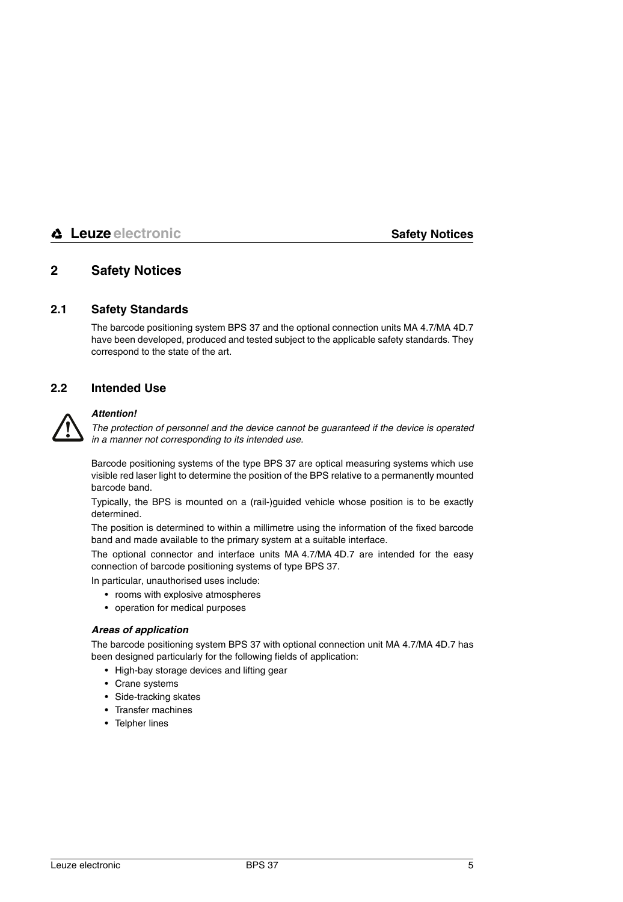# 2 Safety Notices

## 2.1 Safety Standards

The barcode positioning system BPS 37 and the optional connection units MA 4.7/MA 4D.7 have been developed, produced and tested subject to the applicable safety standards. They correspond to the state of the art.

## 2.2 Intended Use

***Attention!***

*The protection of personnel and the device cannot be guaranteed if the device is operated in a manner not corresponding to its intended use.*

Barcode positioning systems of the type BPS 37 are optical measuring systems which use visible red laser light to determine the position of the BPS relative to a permanently mounted barcode band.

Typically, the BPS is mounted on a (rail-)guided vehicle whose position is to be exactly determined.

The position is determined to within a millimetre using the information of the fixed barcode band and made available to the primary system at a suitable interface.

The optional connector and interface units MA 4.7/MA 4D.7 are intended for the easy connection of barcode positioning systems of type BPS 37.

In particular, unauthorised uses include:

- rooms with explosive atmospheres
- operation for medical purposes

***Areas of application***

The barcode positioning system BPS 37 with optional connection unit MA 4.7/MA 4D.7 has been designed particularly for the following fields of application:

- High-bay storage devices and lifting gear
- Crane systems
- Side-tracking skates
- Transfer machines
- Telpher lines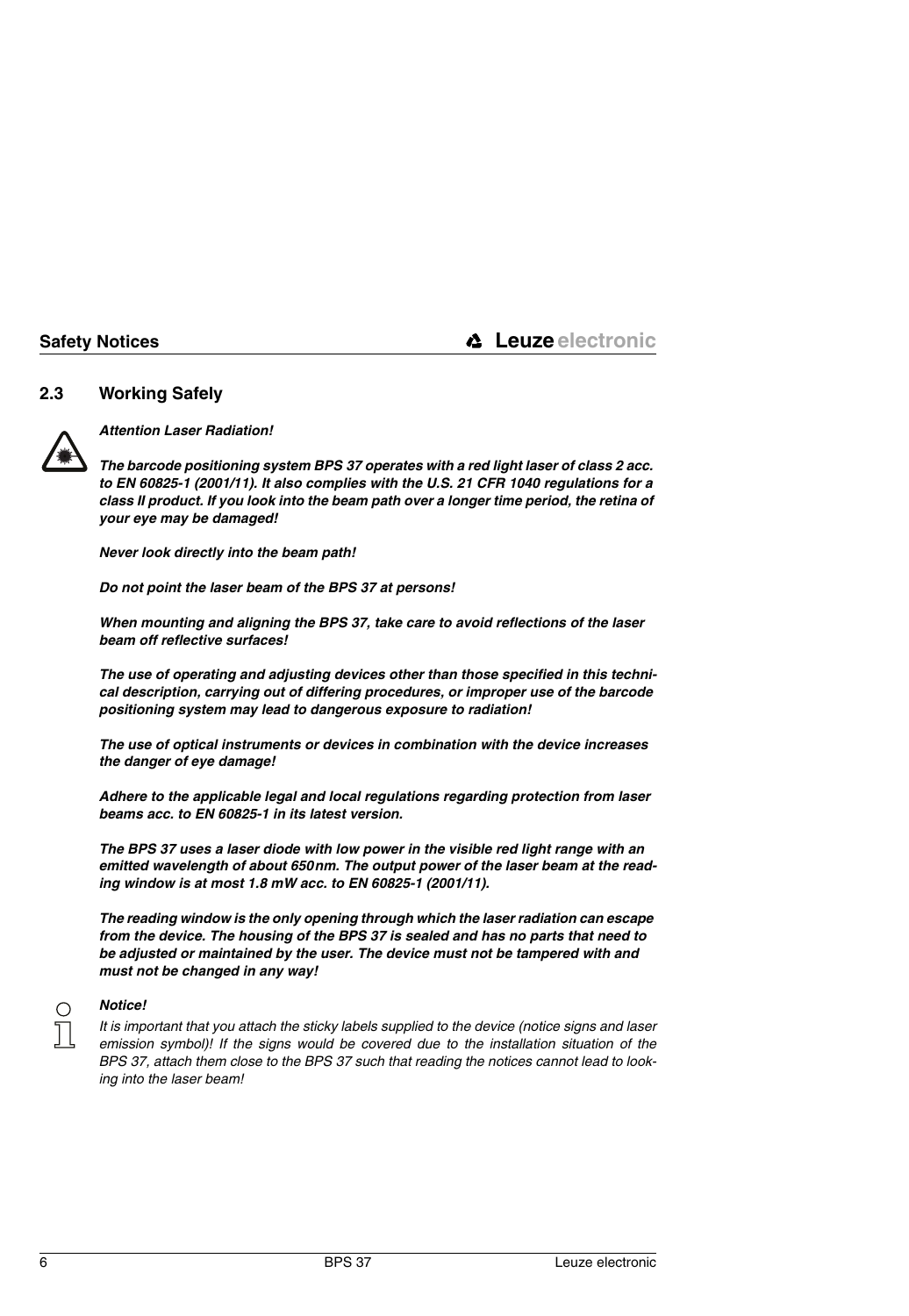## 2.3 Working Safely

***Attention Laser Radiation!***

***The barcode positioning system BPS 37 operates with a red light laser of class 2 acc. to EN 60825-1 (2001/11). It also complies with the U.S. 21 CFR 1040 regulations for a class II product. If you look into the beam path over a longer time period, the retina of your eye may be damaged!***

***Never look directly into the beam path!***

***Do not point the laser beam of the BPS 37 at persons!***

***When mounting and aligning the BPS 37, take care to avoid reflections of the laser beam off reflective surfaces!***

***The use of operating and adjusting devices other than those specified in this technical description, carrying out of differing procedures, or improper use of the barcode positioning system may lead to dangerous exposure to radiation!***

***The use of optical instruments or devices in combination with the device increases the danger of eye damage!***

***Adhere to the applicable legal and local regulations regarding protection from laser beams acc. to EN 60825-1 in its latest version.***

***The BPS 37 uses a laser diode with low power in the visible red light range with an emitted wavelength of about 650nm. The output power of the laser beam at the reading window is at most 1.8 mW acc. to EN 60825-1 (2001/11).***

***The reading window is the only opening through which the laser radiation can escape from the device. The housing of the BPS 37 is sealed and has no parts that need to be adjusted or maintained by the user. The device must not be tampered with and must not be changed in any way!***

***Notice!***

*It is important that you attach the sticky labels supplied to the device (notice signs and laser emission symbol)! If the signs would be covered due to the installation situation of the BPS 37, attach them close to the BPS 37 such that reading the notices cannot lead to looking into the laser beam!*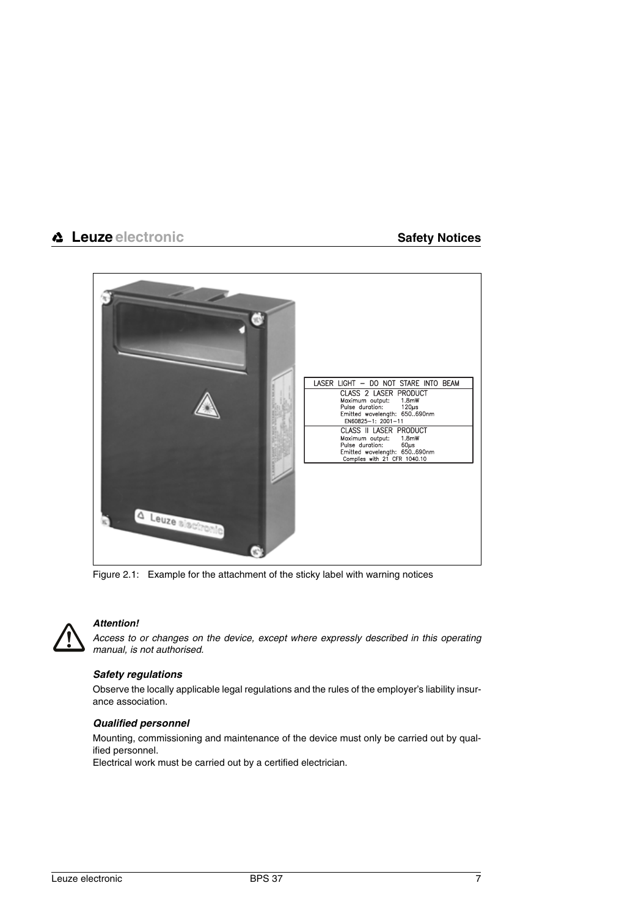LASER LIGHT – DO NOT STARE INTO BEAM

CLASS 2 LASER PRODUCT
Maximum output: 1.8mW
Pulse duration: 120μs
Emitted wavelength: 650..690nm
EN60825-1: 2001-11

CLASS II LASER PRODUCT
Maximum output: 1.8mW
Pulse duration: 60μs
Emitted wavelength: 650..690nm
Complies with 21 CFR 1040.10

Figure 2.1: Example for the attachment of the sticky label with warning notices

***Attention!***
*Access to or changes on the device, except where expressly described in this operating manual, is not authorised.*

#### *Safety regulations*

Observe the locally applicable legal regulations and the rules of the employer's liability insurance association.

#### *Qualified personnel*

Mounting, commissioning and maintenance of the device must only be carried out by qualified personnel.
Electrical work must be carried out by a certified electrician.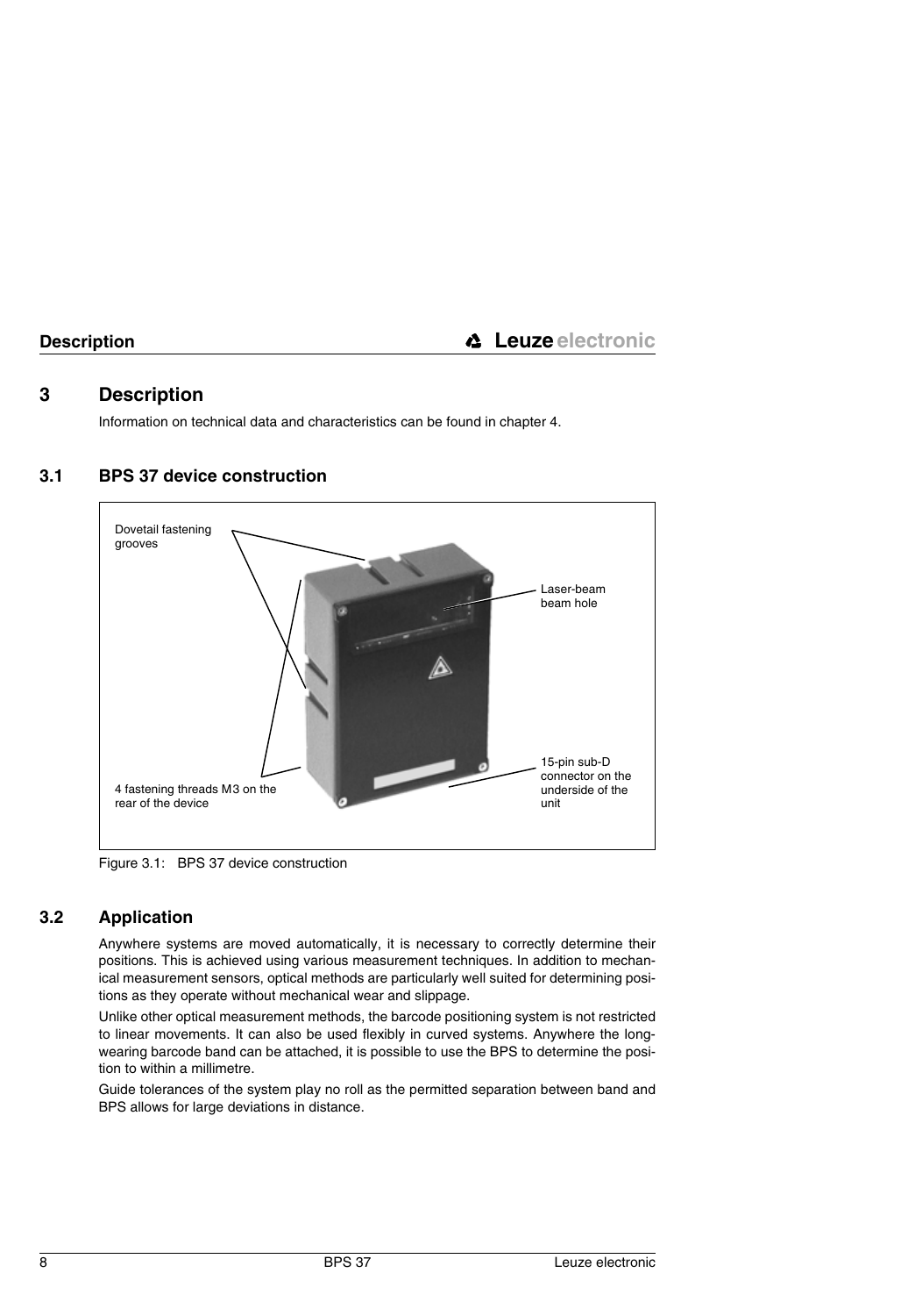# 3 Description

Information on technical data and characteristics can be found in chapter 4.

## 3.1 BPS 37 device construction

Dovetail fastening grooves

Laser-beam beam hole

15-pin sub-D connector on the underside of the unit

4 fastening threads M3 on the rear of the device

Figure 3.1: BPS 37 device construction

## 3.2 Application

Anywhere systems are moved automatically, it is necessary to correctly determine their positions. This is achieved using various measurement techniques. In addition to mechanical measurement sensors, optical methods are particularly well suited for determining positions as they operate without mechanical wear and slippage.

Unlike other optical measurement methods, the barcode positioning system is not restricted to linear movements. It can also be used flexibly in curved systems. Anywhere the long-wearing barcode band can be attached, it is possible to use the BPS to determine the position to within a millimetre.

Guide tolerances of the system play no roll as the permitted separation between band and BPS allows for large deviations in distance.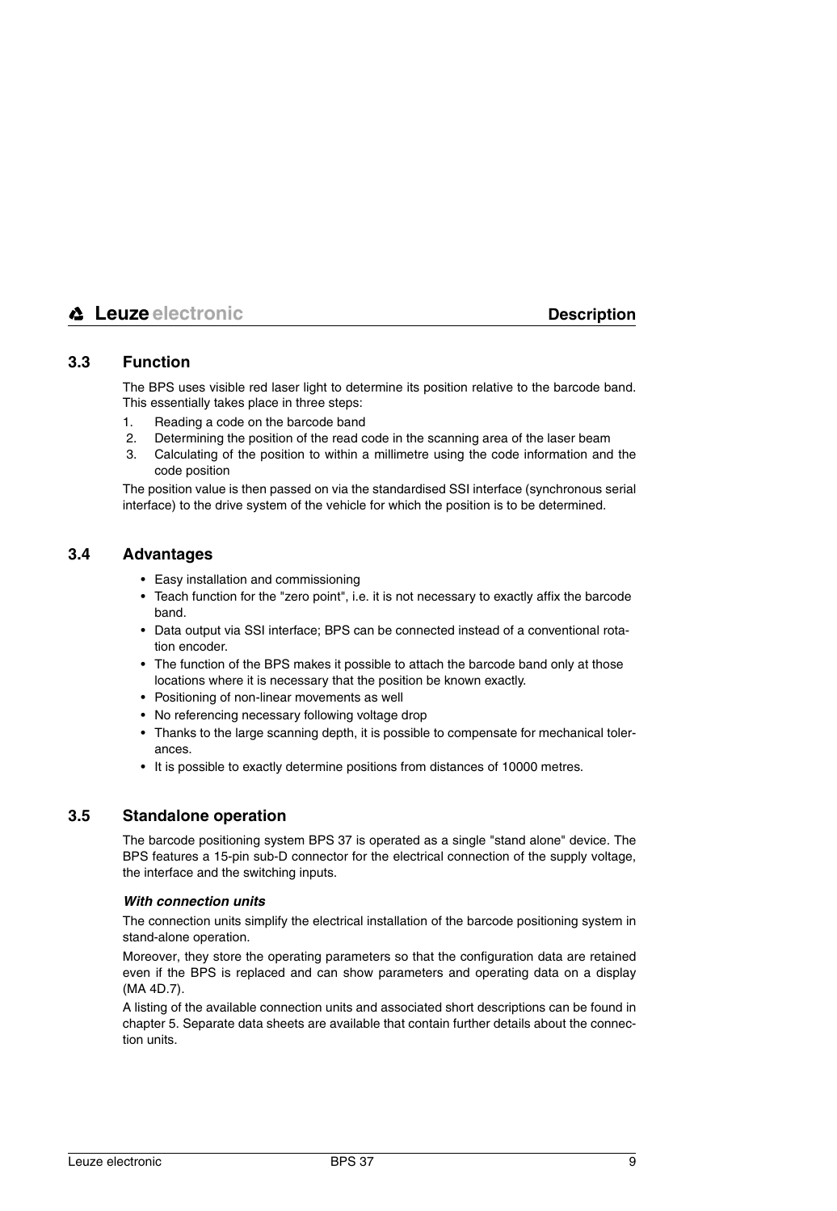## 3.3 Function

The BPS uses visible red laser light to determine its position relative to the barcode band. This essentially takes place in three steps:

1. Reading a code on the barcode band
2. Determining the position of the read code in the scanning area of the laser beam
3. Calculating of the position to within a millimetre using the code information and the code position

The position value is then passed on via the standardised SSI interface (synchronous serial interface) to the drive system of the vehicle for which the position is to be determined.

## 3.4 Advantages

- Easy installation and commissioning
- Teach function for the "zero point", i.e. it is not necessary to exactly affix the barcode band.
- Data output via SSI interface; BPS can be connected instead of a conventional rotation encoder.
- The function of the BPS makes it possible to attach the barcode band only at those locations where it is necessary that the position be known exactly.
- Positioning of non-linear movements as well
- No referencing necessary following voltage drop
- Thanks to the large scanning depth, it is possible to compensate for mechanical tolerances.
- It is possible to exactly determine positions from distances of 10000 metres.

## 3.5 Standalone operation

The barcode positioning system BPS 37 is operated as a single "stand alone" device. The BPS features a 15-pin sub-D connector for the electrical connection of the supply voltage, the interface and the switching inputs.

***With connection units***

The connection units simplify the electrical installation of the barcode positioning system in stand-alone operation.

Moreover, they store the operating parameters so that the configuration data are retained even if the BPS is replaced and can show parameters and operating data on a display (MA 4D.7).

A listing of the available connection units and associated short descriptions can be found in chapter 5. Separate data sheets are available that contain further details about the connection units.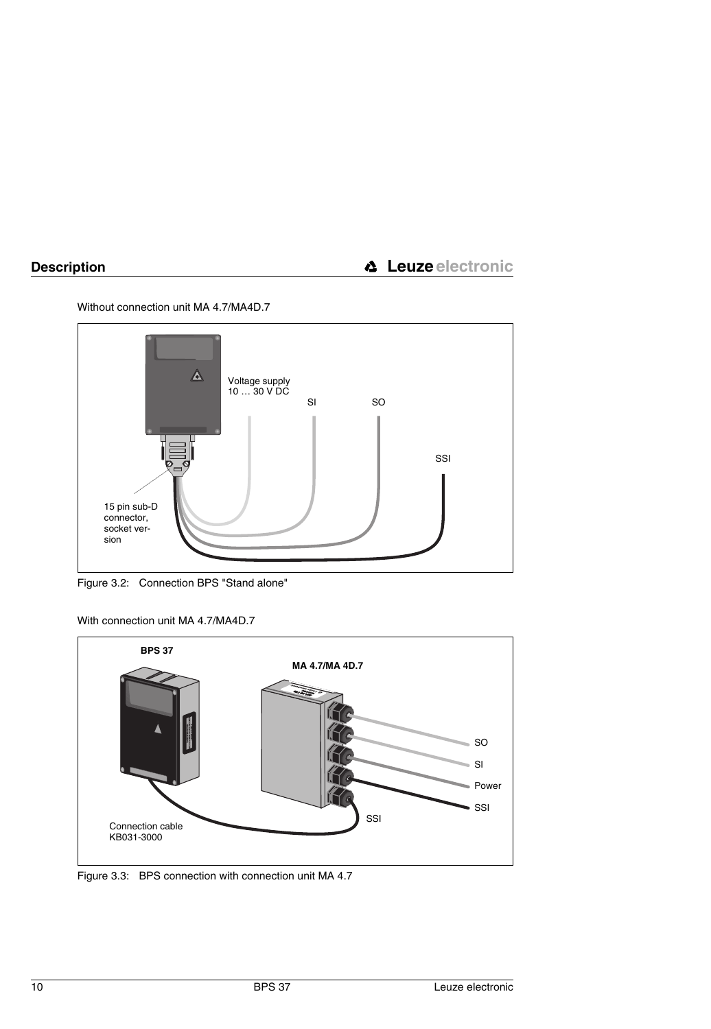Without connection unit MA 4.7/MA4D.7

Figure 3.2: Connection BPS "Stand alone"

With connection unit MA 4.7/MA4D.7

Figure 3.3: BPS connection with connection unit MA 4.7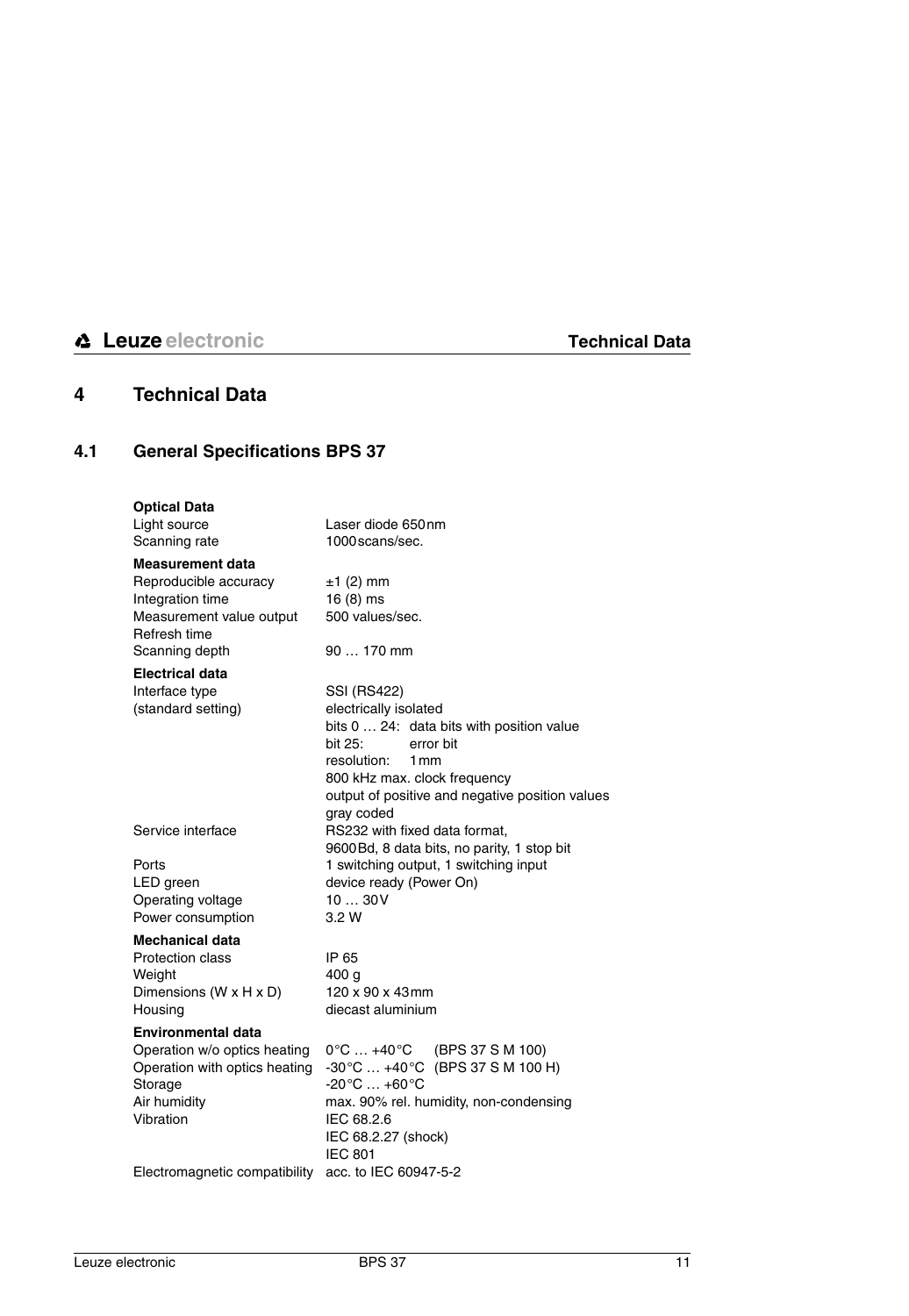# 4 Technical Data

## 4.1 General Specifications BPS 37

| | |
|---|---|
| **Optical Data** | |
| Light source | Laser diode 650nm |
| Scanning rate | 1000scans/sec. |
| **Measurement data** | |
| Reproducible accuracy | ±1 (2) mm |
| Integration time | 16 (8) ms |
| Measurement value output Refresh time | 500 values/sec. |
| Scanning depth | 90 … 170 mm |
| **Electrical data** | |
| Interface type (standard setting) | SSI (RS422)<br>electrically isolated<br>bits 0 … 24: data bits with position value<br>bit 25: error bit<br>resolution: 1mm<br>800 kHz max. clock frequency<br>output of positive and negative position values<br>gray coded |
| Service interface | RS232 with fixed data format,<br>9600Bd, 8 data bits, no parity, 1 stop bit |
| Ports | 1 switching output, 1 switching input |
| LED green | device ready (Power On) |
| Operating voltage | 10 … 30V |
| Power consumption | 3.2 W |
| **Mechanical data** | |
| Protection class | IP 65 |
| Weight | 400 g |
| Dimensions (W x H x D) | 120 x 90 x 43mm |
| Housing | diecast aluminium |
| **Environmental data** | |
| Operation w/o optics heating | 0°C … +40°C (BPS 37 S M 100) |
| Operation with optics heating | -30°C … +40°C (BPS 37 S M 100 H) |
| Storage | -20°C … +60°C |
| Air humidity | max. 90% rel. humidity, non-condensing |
| Vibration | IEC 68.2.6<br>IEC 68.2.27 (shock)<br>IEC 801 |
| Electromagnetic compatibility | acc. to IEC 60947-5-2 |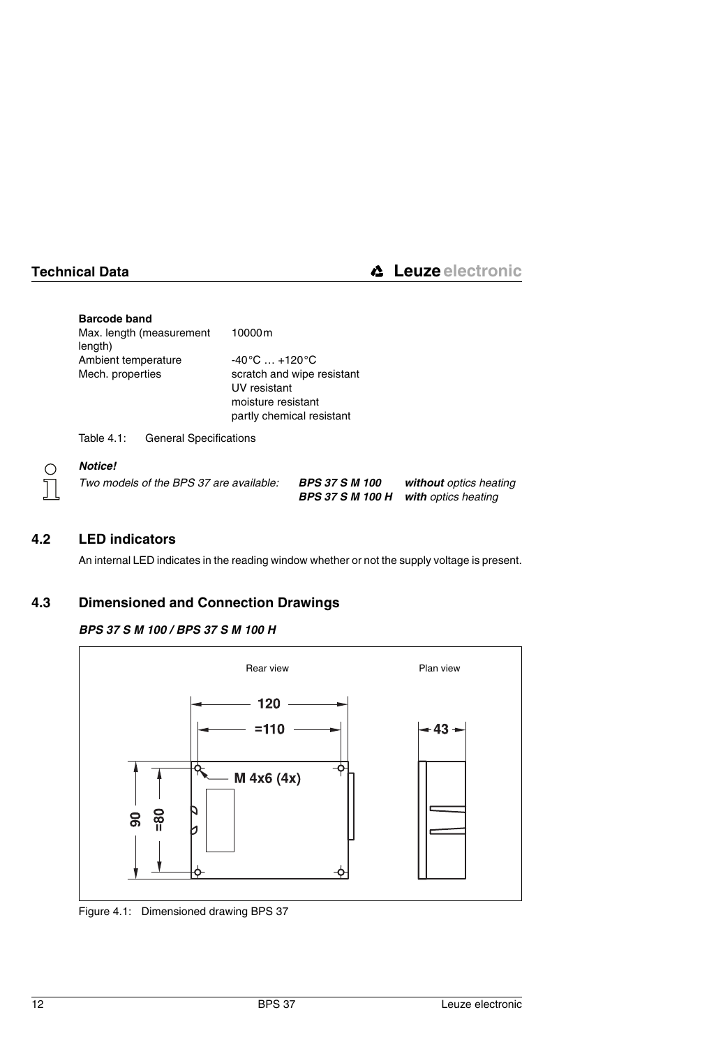**Barcode band**

| | |
|---|---|
| Max. length (measurement length) | 10000 m |
| Ambient temperature | -40 °C … +120 °C |
| Mech. properties | scratch and wipe resistant<br>UV resistant<br>moisture resistant<br>partly chemical resistant |

Table 4.1: General Specifications

> ***Notice!***
>
> *Two models of the BPS 37 are available:* ***BPS 37 S M 100*** ***without*** *optics heating*
> ***BPS 37 S M 100 H*** ***with*** *optics heating*

## 4.2 LED indicators

An internal LED indicates in the reading window whether or not the supply voltage is present.

## 4.3 Dimensioned and Connection Drawings

***BPS 37 S M 100 / BPS 37 S M 100 H***

Rear view — Plan view

120, =110, M 4x6 (4x), 90, =80, 43

Figure 4.1: Dimensioned drawing BPS 37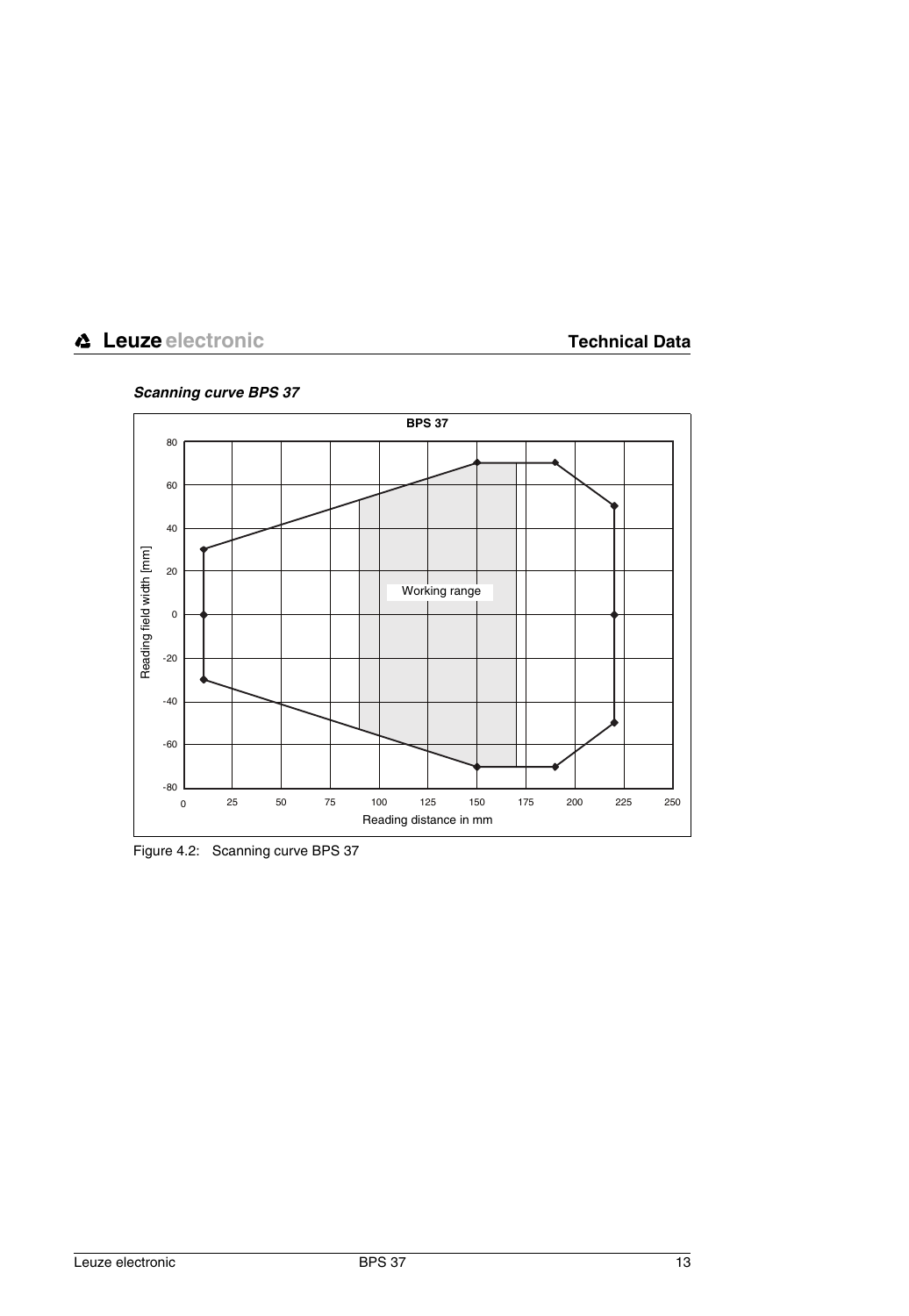***Scanning curve BPS 37***

Figure 4.2: Scanning curve BPS 37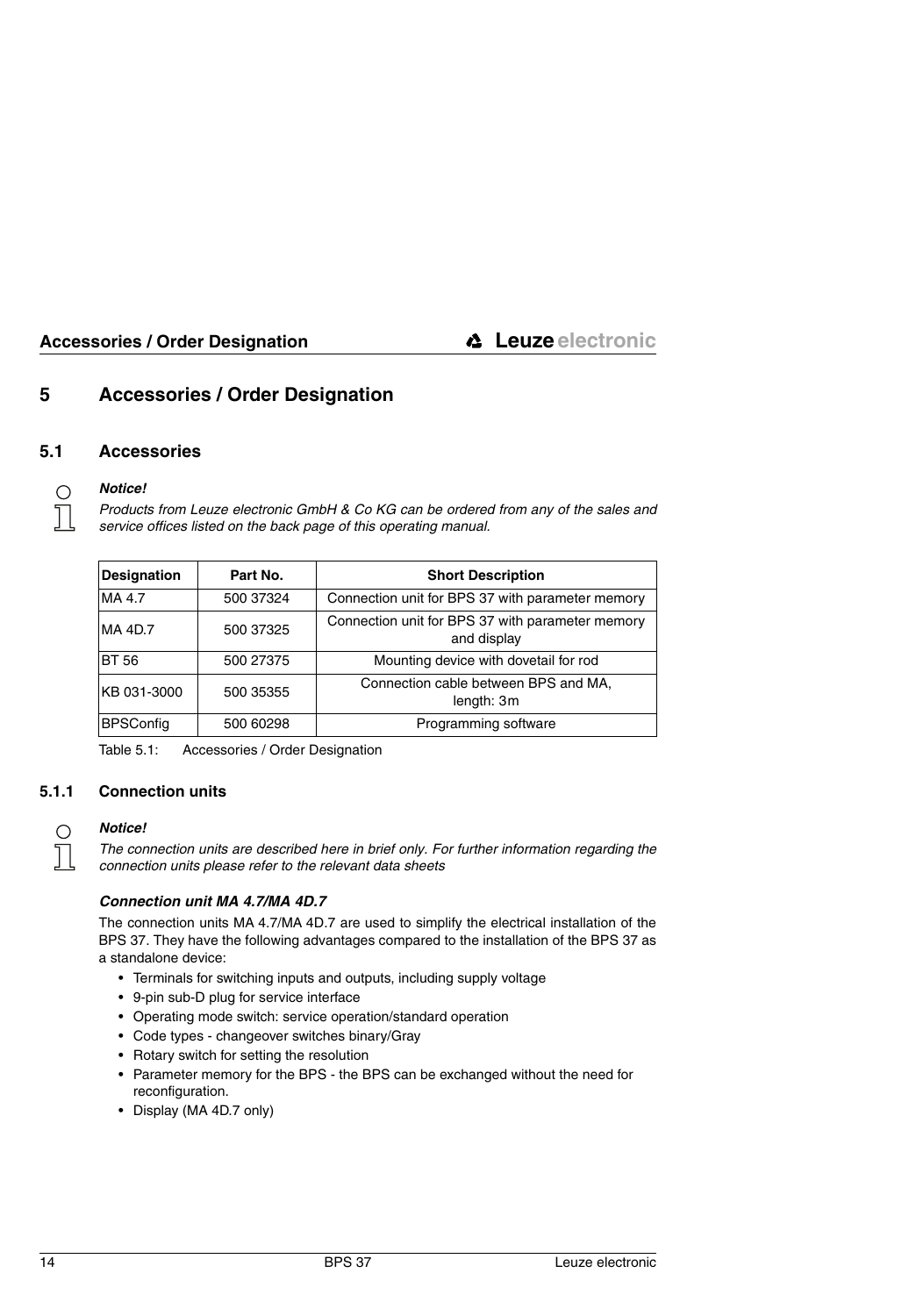# 5 Accessories / Order Designation

## 5.1 Accessories

***Notice!***

*Products from Leuze electronic GmbH & Co KG can be ordered from any of the sales and service offices listed on the back page of this operating manual.*

| Designation | Part No. | Short Description |
|---|---|---|
| MA 4.7 | 500 37324 | Connection unit for BPS 37 with parameter memory |
| MA 4D.7 | 500 37325 | Connection unit for BPS 37 with parameter memory and display |
| BT 56 | 500 27375 | Mounting device with dovetail for rod |
| KB 031-3000 | 500 35355 | Connection cable between BPS and MA, length: 3m |
| BPSConfig | 500 60298 | Programming software |

Table 5.1: Accessories / Order Designation

### 5.1.1 Connection units

***Notice!***

*The connection units are described here in brief only. For further information regarding the connection units please refer to the relevant data sheets*

***Connection unit MA 4.7/MA 4D.7***

The connection units MA 4.7/MA 4D.7 are used to simplify the electrical installation of the BPS 37. They have the following advantages compared to the installation of the BPS 37 as a standalone device:

- Terminals for switching inputs and outputs, including supply voltage
- 9-pin sub-D plug for service interface
- Operating mode switch: service operation/standard operation
- Code types - changeover switches binary/Gray
- Rotary switch for setting the resolution
- Parameter memory for the BPS - the BPS can be exchanged without the need for reconfiguration.
- Display (MA 4D.7 only)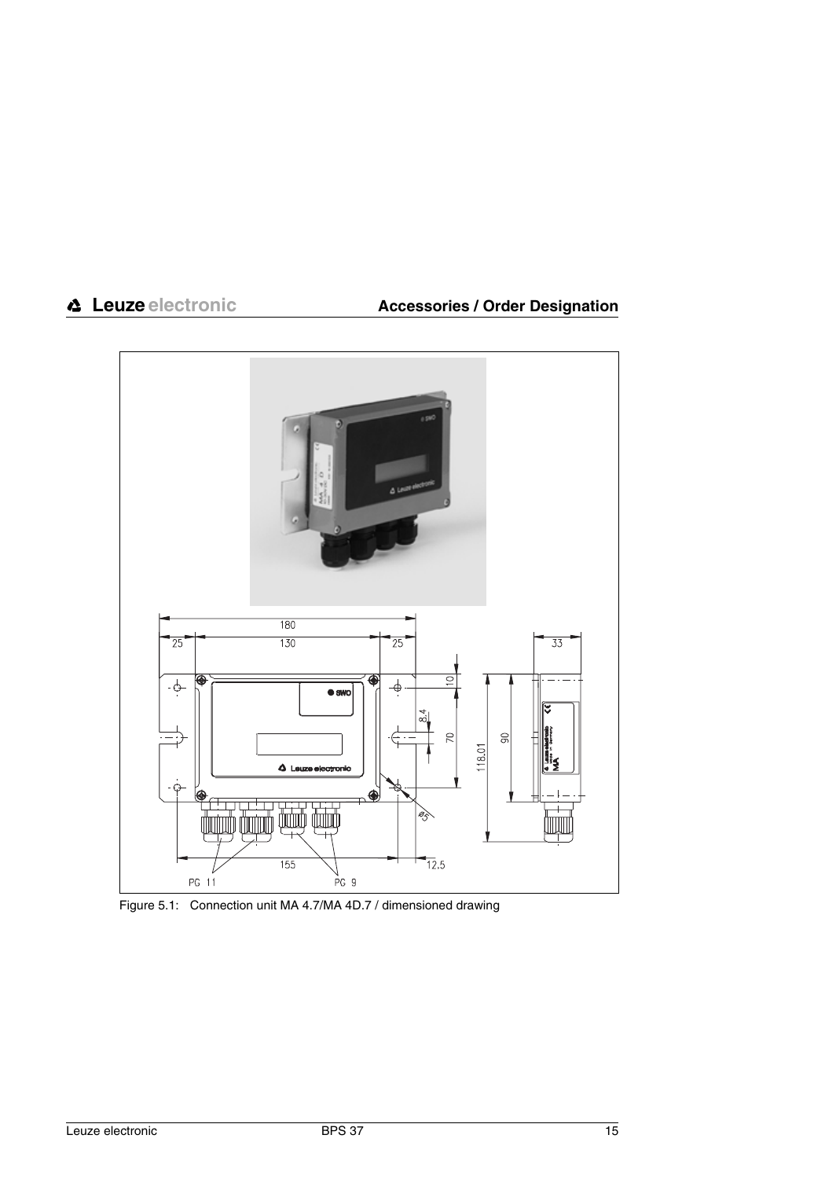Figure 5.1: Connection unit MA 4.7/MA 4D.7 / dimensioned drawing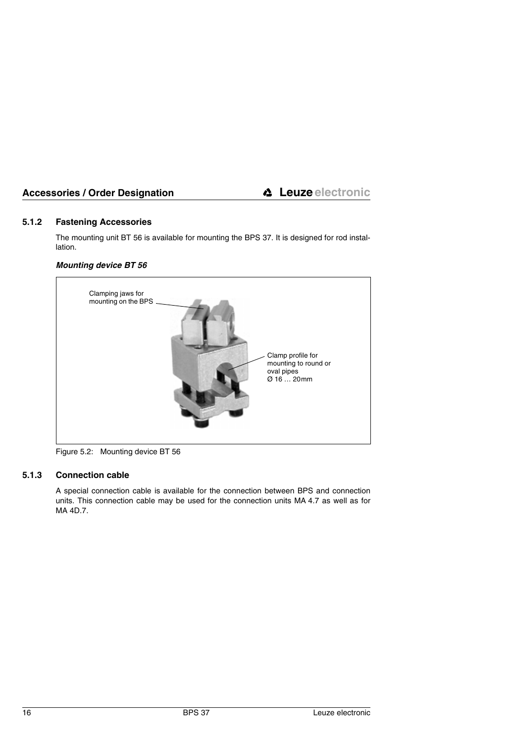### 5.1.2 Fastening Accessories

The mounting unit BT 56 is available for mounting the BPS 37. It is designed for rod installation.

***Mounting device BT 56***

Clamping jaws for mounting on the BPS

Clamp profile for mounting to round or oval pipes Ø 16 … 20mm

Figure 5.2: Mounting device BT 56

### 5.1.3 Connection cable

A special connection cable is available for the connection between BPS and connection units. This connection cable may be used for the connection units MA 4.7 as well as for MA 4D.7.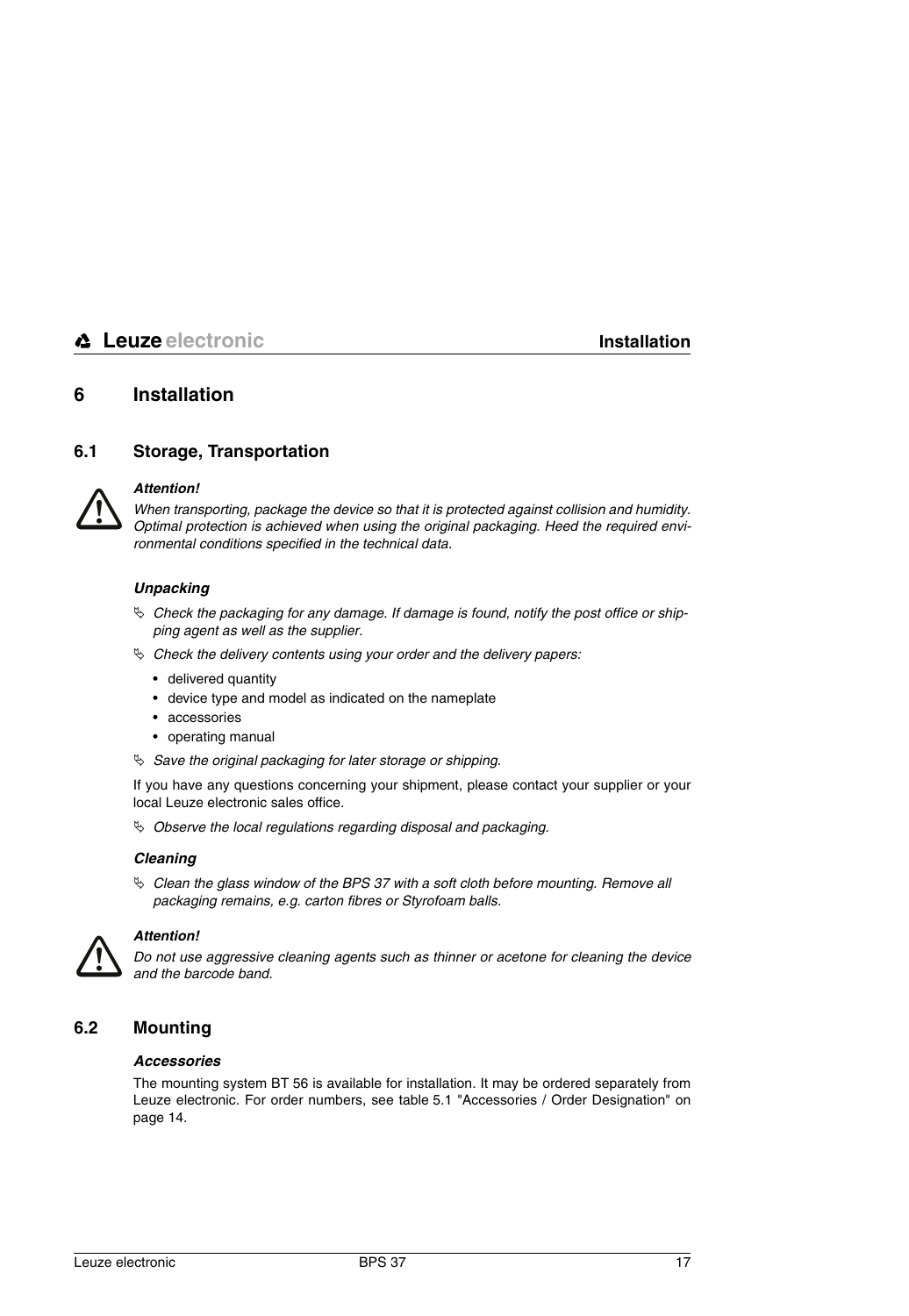# 6 Installation

## 6.1 Storage, Transportation

***Attention!***
*When transporting, package the device so that it is protected against collision and humidity. Optimal protection is achieved when using the original packaging. Heed the required environmental conditions specified in the technical data.*

***Unpacking***

- ✎ *Check the packaging for any damage. If damage is found, notify the post office or shipping agent as well as the supplier.*
- ✎ *Check the delivery contents using your order and the delivery papers:*
  - delivered quantity
  - device type and model as indicated on the nameplate
  - accessories
  - operating manual
- ✎ *Save the original packaging for later storage or shipping.*

If you have any questions concerning your shipment, please contact your supplier or your local Leuze electronic sales office.

- ✎ *Observe the local regulations regarding disposal and packaging.*

***Cleaning***

- ✎ *Clean the glass window of the BPS 37 with a soft cloth before mounting. Remove all packaging remains, e.g. carton fibres or Styrofoam balls.*

***Attention!***
*Do not use aggressive cleaning agents such as thinner or acetone for cleaning the device and the barcode band.*

## 6.2 Mounting

***Accessories***

The mounting system BT 56 is available for installation. It may be ordered separately from Leuze electronic. For order numbers, see table 5.1 "Accessories / Order Designation" on page 14.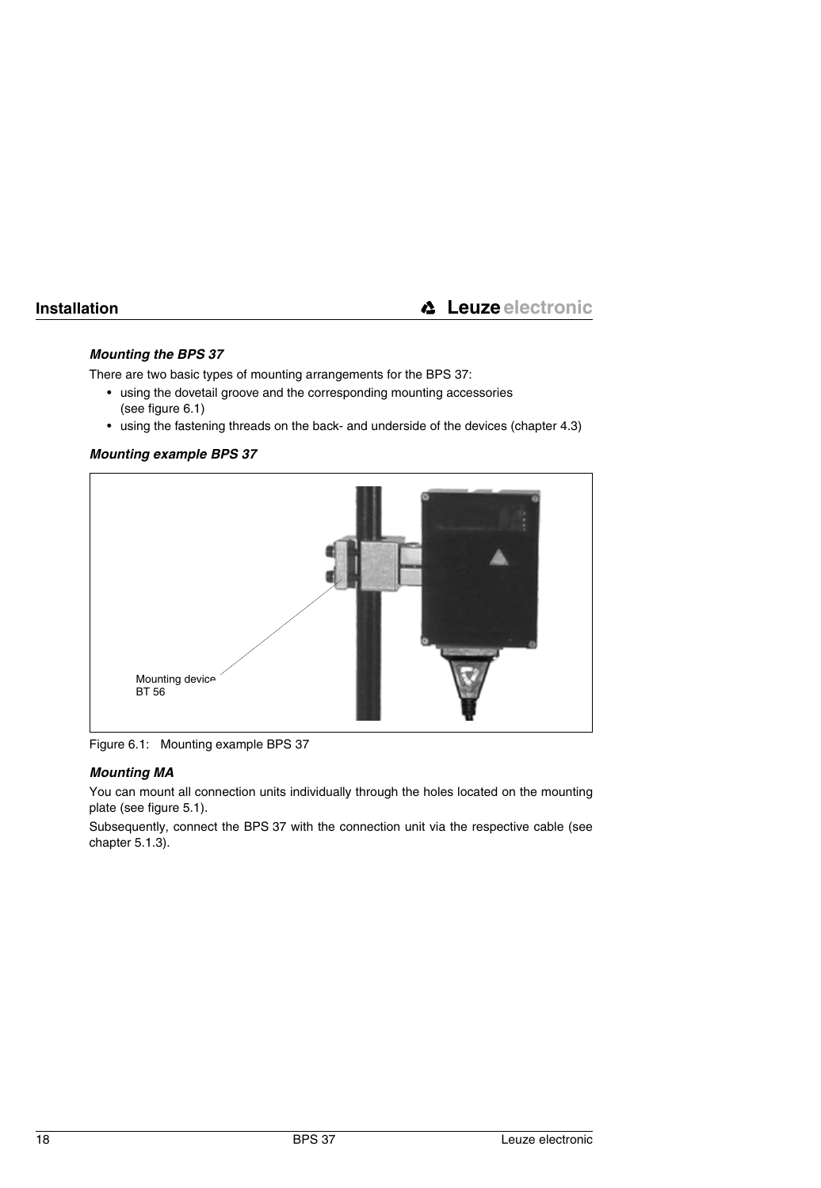### *Mounting the BPS 37*

There are two basic types of mounting arrangements for the BPS 37:

- using the dovetail groove and the corresponding mounting accessories (see figure 6.1)
- using the fastening threads on the back- and underside of the devices (chapter 4.3)

### *Mounting example BPS 37*

Mounting device BT 56

Figure 6.1: Mounting example BPS 37

### *Mounting MA*

You can mount all connection units individually through the holes located on the mounting plate (see figure 5.1).

Subsequently, connect the BPS 37 with the connection unit via the respective cable (see chapter 5.1.3).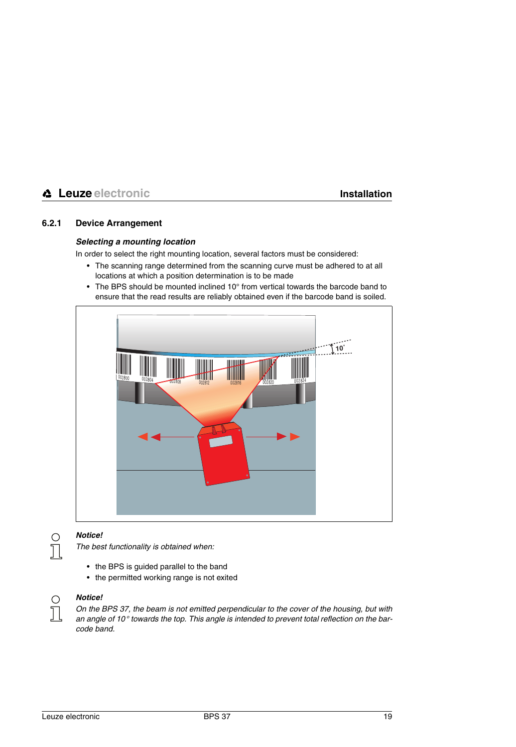### 6.2.1 Device Arrangement

***Selecting a mounting location***

In order to select the right mounting location, several factors must be considered:

- The scanning range determined from the scanning curve must be adhered to at all locations at which a position determination is to be made
- The BPS should be mounted inclined 10° from vertical towards the barcode band to ensure that the read results are reliably obtained even if the barcode band is soiled.

***Notice!***

*The best functionality is obtained when:*

- the BPS is guided parallel to the band
- the permitted working range is not exited

***Notice!***

*On the BPS 37, the beam is not emitted perpendicular to the cover of the housing, but with an angle of 10° towards the top. This angle is intended to prevent total reflection on the barcode band.*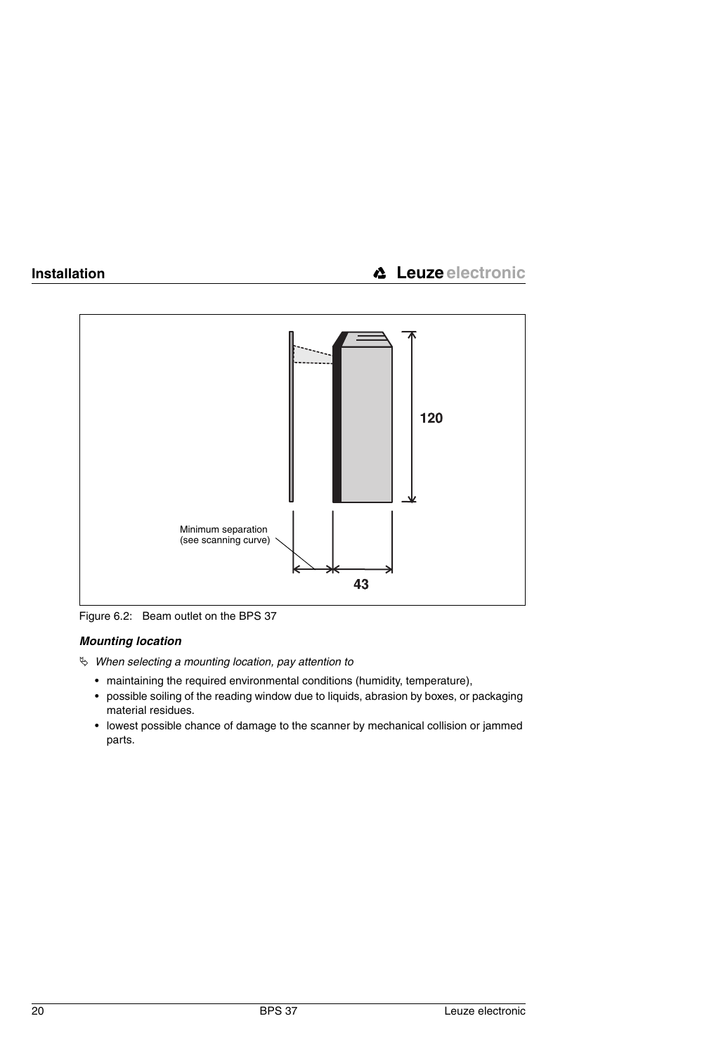Minimum separation
(see scanning curve)

120

43

Figure 6.2: Beam outlet on the BPS 37

#### *Mounting location*

↳ *When selecting a mounting location, pay attention to*

- maintaining the required environmental conditions (humidity, temperature),
- possible soiling of the reading window due to liquids, abrasion by boxes, or packaging material residues.
- lowest possible chance of damage to the scanner by mechanical collision or jammed parts.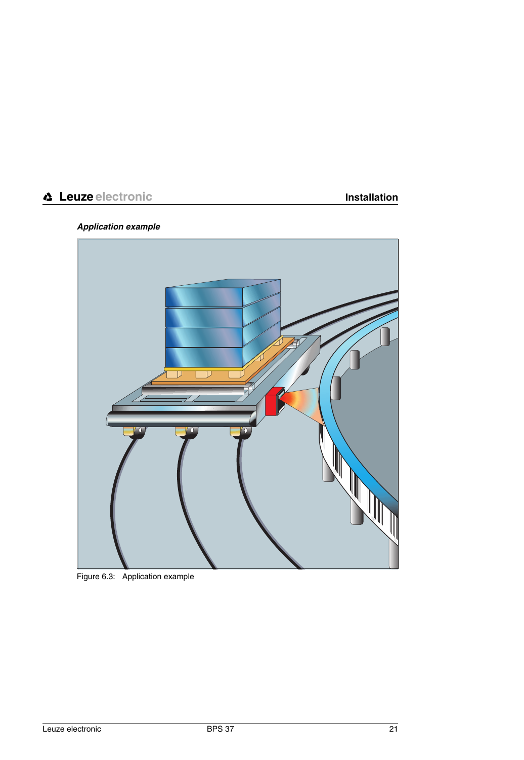***Application example***

Figure 6.3: Application example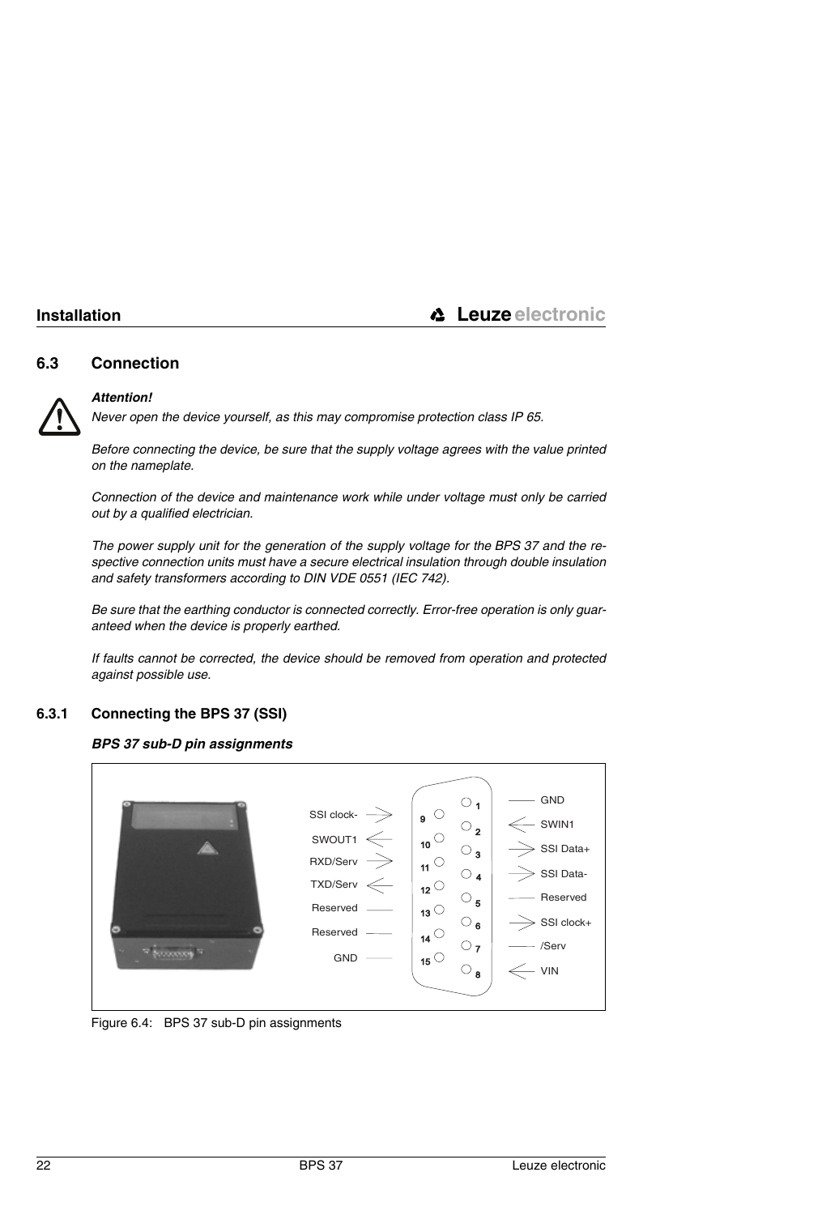## 6.3 Connection

***Attention!***

*Never open the device yourself, as this may compromise protection class IP 65.*

*Before connecting the device, be sure that the supply voltage agrees with the value printed on the nameplate.*

*Connection of the device and maintenance work while under voltage must only be carried out by a qualified electrician.*

*The power supply unit for the generation of the supply voltage for the BPS 37 and the respective connection units must have a secure electrical insulation through double insulation and safety transformers according to DIN VDE 0551 (IEC 742).*

*Be sure that the earthing conductor is connected correctly. Error-free operation is only guaranteed when the device is properly earthed.*

*If faults cannot be corrected, the device should be removed from operation and protected against possible use.*

### 6.3.1 Connecting the BPS 37 (SSI)

***BPS 37 sub-D pin assignments***

| Pin | Signal | Pin | Signal |
|---|---|---|---|
| 1 | GND | 9 | SSI clock- |
| 2 | SWIN1 | 10 | SWOUT1 |
| 3 | SSI Data+ | 11 | RXD/Serv |
| 4 | SSI Data- | 12 | TXD/Serv |
| 5 | Reserved | 13 | Reserved |
| 6 | SSI clock+ | 14 | Reserved |
| 7 | /Serv | 15 | GND |
| 8 | VIN | | |

Figure 6.4: BPS 37 sub-D pin assignments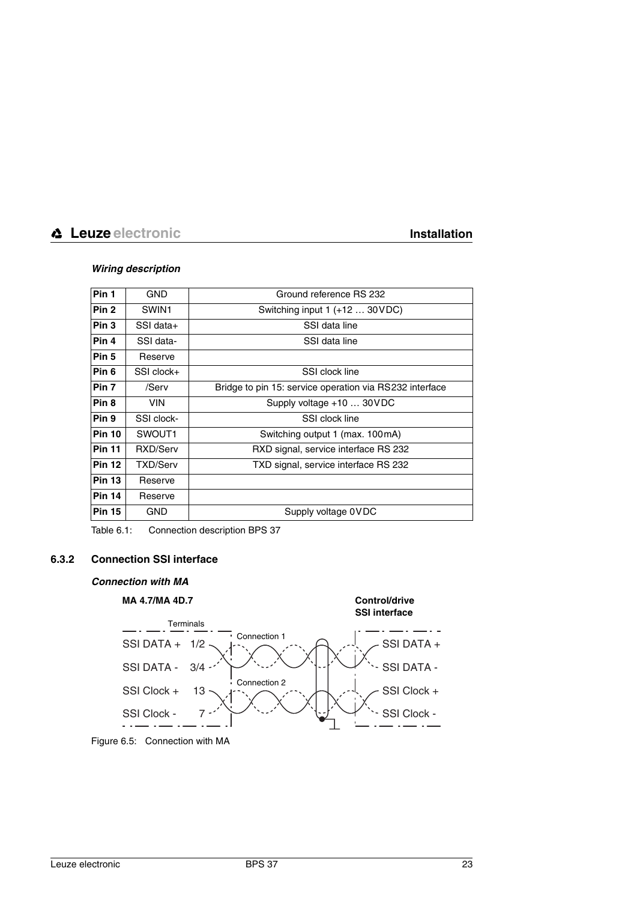***Wiring description***

| Pin | Signal | Description |
|---|---|---|
| **Pin 1** | GND | Ground reference RS 232 |
| **Pin 2** | SWIN1 | Switching input 1 (+12 … 30VDC) |
| **Pin 3** | SSI data+ | SSI data line |
| **Pin 4** | SSI data- | SSI data line |
| **Pin 5** | Reserve | |
| **Pin 6** | SSI clock+ | SSI clock line |
| **Pin 7** | /Serv | Bridge to pin 15: service operation via RS232 interface |
| **Pin 8** | VIN | Supply voltage +10 … 30VDC |
| **Pin 9** | SSI clock- | SSI clock line |
| **Pin 10** | SWOUT1 | Switching output 1 (max. 100mA) |
| **Pin 11** | RXD/Serv | RXD signal, service interface RS 232 |
| **Pin 12** | TXD/Serv | TXD signal, service interface RS 232 |
| **Pin 13** | Reserve | |
| **Pin 14** | Reserve | |
| **Pin 15** | GND | Supply voltage 0VDC |

Table 6.1: Connection description BPS 37

### 6.3.2 Connection SSI interface

***Connection with MA***

**MA 4.7/MA 4D.7** — Terminals

**Control/drive SSI interface**

| MA 4.7/MA 4D.7 | Terminals | | Control/drive SSI interface |
|---|---|---|---|
| SSI DATA + | 1/2 | Connection 1 | SSI DATA + |
| SSI DATA - | 3/4 | Connection 1 | SSI DATA - |
| SSI Clock + | 13 | Connection 2 | SSI Clock + |
| SSI Clock - | 7 | Connection 2 | SSI Clock - |

Figure 6.5: Connection with MA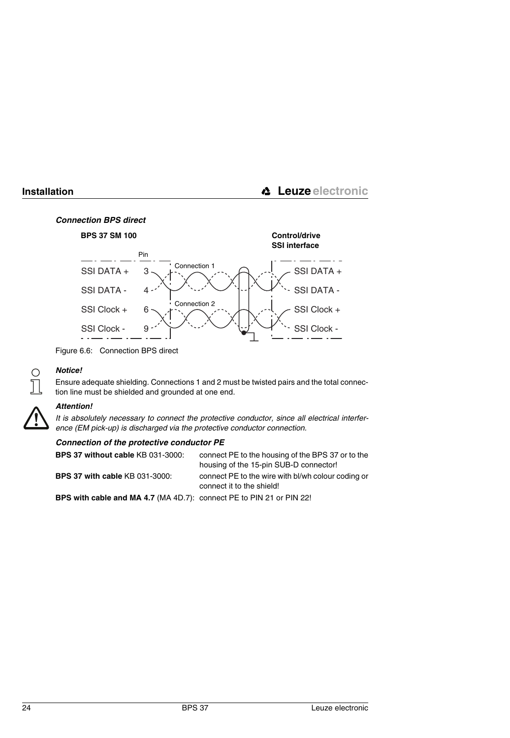***Connection BPS direct***

**BPS 37 SM 100** | **Control/drive SSI interface**

| BPS 37 SM 100 | Pin | | Control/drive SSI interface |
|---|---|---|---|
| SSI DATA + | 3 | Connection 1 | SSI DATA + |
| SSI DATA - | 4 | | SSI DATA - |
| SSI Clock + | 6 | Connection 2 | SSI Clock + |
| SSI Clock - | 9 | | SSI Clock - |

Figure 6.6: Connection BPS direct

***Notice!***

Ensure adequate shielding. Connections 1 and 2 must be twisted pairs and the total connection line must be shielded and grounded at one end.

***Attention!***

*It is absolutely necessary to connect the protective conductor, since all electrical interference (EM pick-up) is discharged via the protective conductor connection.*

***Connection of the protective conductor PE***

**BPS 37 without cable** KB 031-3000: connect PE to the housing of the BPS 37 or to the housing of the 15-pin SUB-D connector!

**BPS 37 with cable** KB 031-3000: connect PE to the wire with bl/wh colour coding or connect it to the shield!

**BPS with cable and MA 4.7** (MA 4D.7): connect PE to PIN 21 or PIN 22!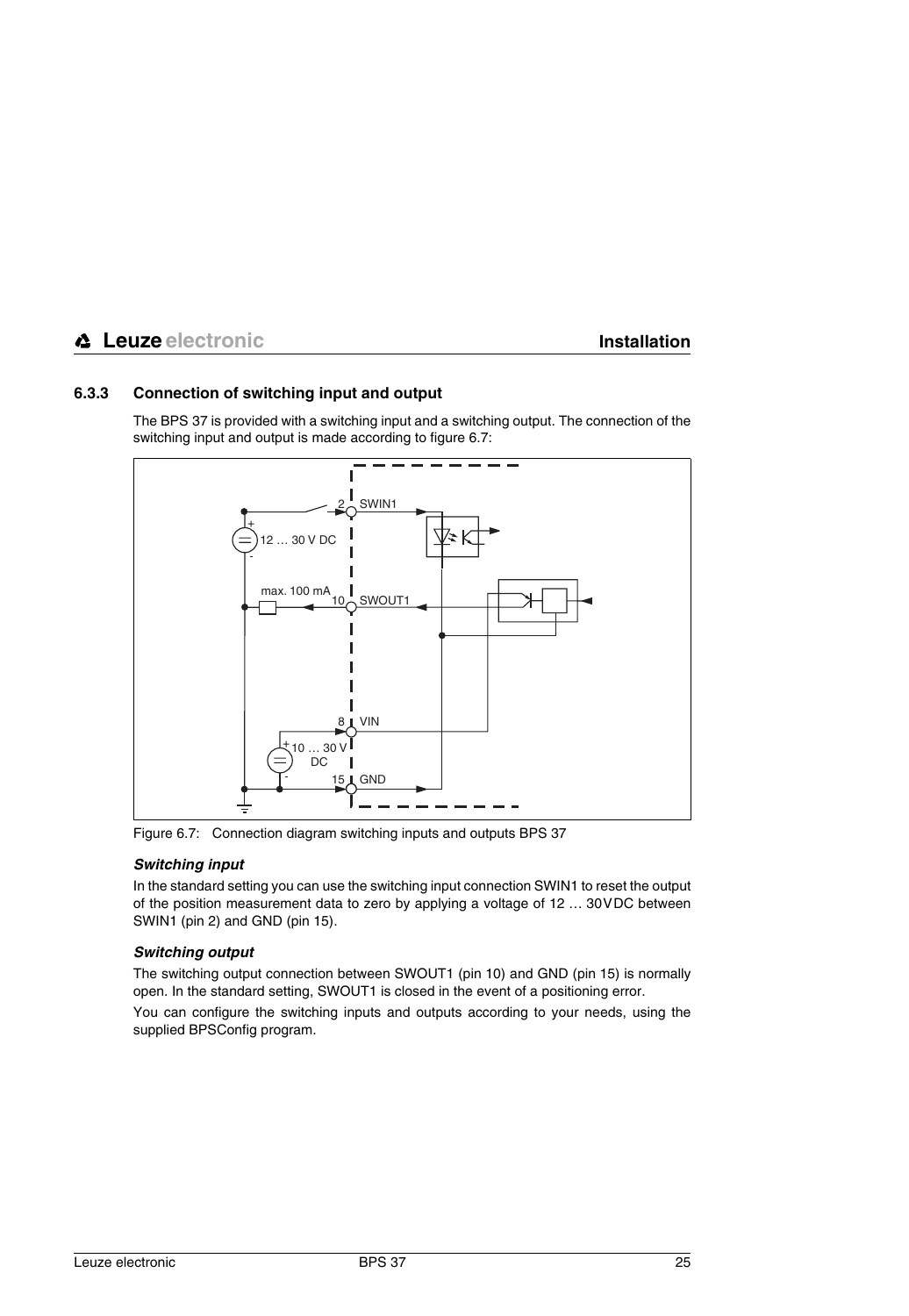### 6.3.3 Connection of switching input and output

The BPS 37 is provided with a switching input and a switching output. The connection of the switching input and output is made according to figure 6.7:

Figure 6.7: Connection diagram switching inputs and outputs BPS 37

#### *Switching input*

In the standard setting you can use the switching input connection SWIN1 to reset the output of the position measurement data to zero by applying a voltage of 12 … 30 VDC between SWIN1 (pin 2) and GND (pin 15).

#### *Switching output*

The switching output connection between SWOUT1 (pin 10) and GND (pin 15) is normally open. In the standard setting, SWOUT1 is closed in the event of a positioning error.

You can configure the switching inputs and outputs according to your needs, using the supplied BPSConfig program.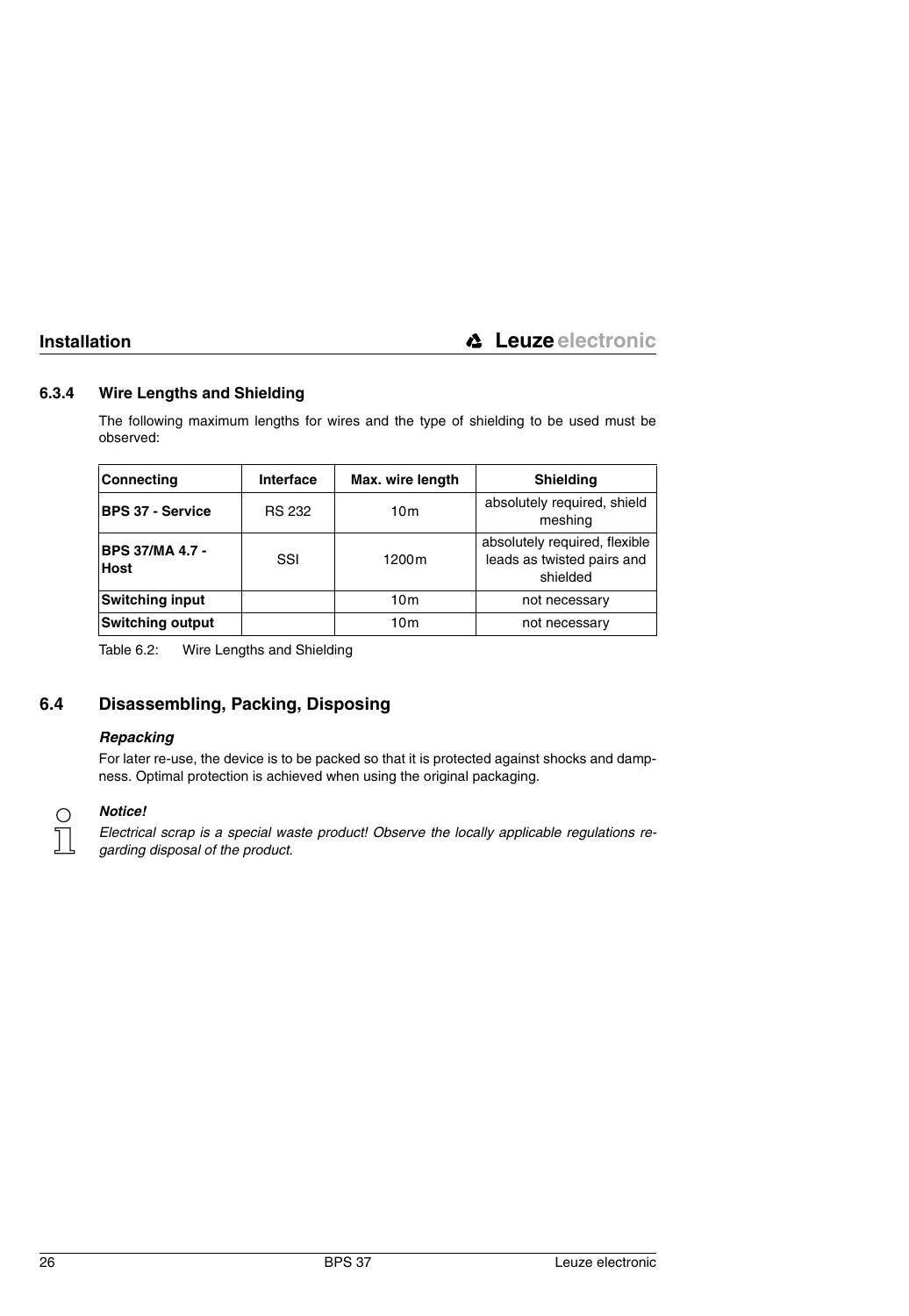### 6.3.4 Wire Lengths and Shielding

The following maximum lengths for wires and the type of shielding to be used must be observed:

| Connecting | Interface | Max. wire length | Shielding |
|---|---|---|---|
| **BPS 37 - Service** | RS 232 | 10m | absolutely required, shield meshing |
| **BPS 37/MA 4.7 - Host** | SSI | 1200m | absolutely required, flexible leads as twisted pairs and shielded |
| **Switching input** | | 10m | not necessary |
| **Switching output** | | 10m | not necessary |

Table 6.2: Wire Lengths and Shielding

## 6.4 Disassembling, Packing, Disposing

***Repacking***

For later re-use, the device is to be packed so that it is protected against shocks and dampness. Optimal protection is achieved when using the original packaging.

***Notice!***

*Electrical scrap is a special waste product! Observe the locally applicable regulations regarding disposal of the product.*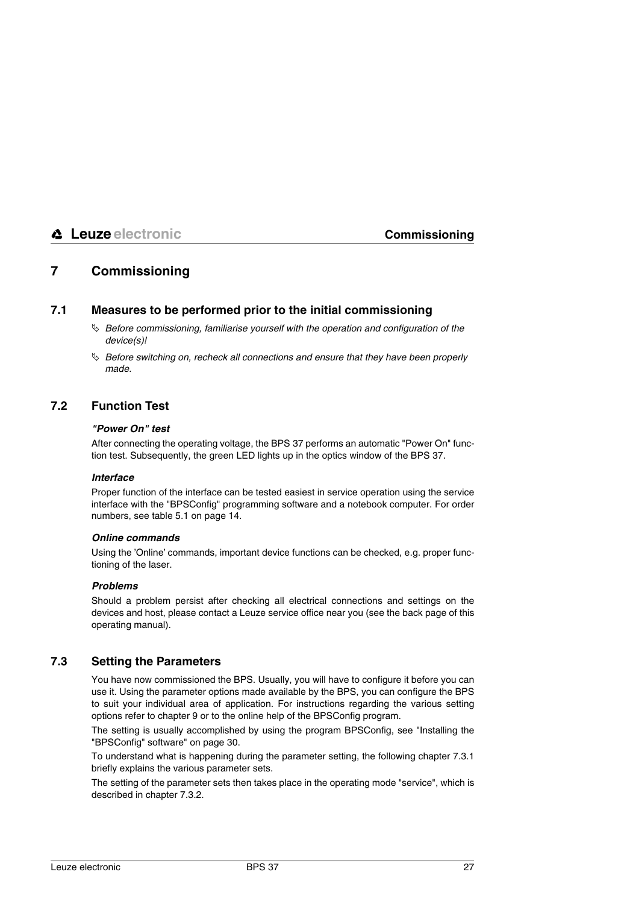# 7 Commissioning

## 7.1 Measures to be performed prior to the initial commissioning

- ✎ *Before commissioning, familiarise yourself with the operation and configuration of the device(s)!*
- ✎ *Before switching on, recheck all connections and ensure that they have been properly made.*

## 7.2 Function Test

#### *"Power On" test*

After connecting the operating voltage, the BPS 37 performs an automatic "Power On" function test. Subsequently, the green LED lights up in the optics window of the BPS 37.

#### *Interface*

Proper function of the interface can be tested easiest in service operation using the service interface with the "BPSConfig" programming software and a notebook computer. For order numbers, see table 5.1 on page 14.

#### *Online commands*

Using the 'Online' commands, important device functions can be checked, e.g. proper functioning of the laser.

#### *Problems*

Should a problem persist after checking all electrical connections and settings on the devices and host, please contact a Leuze service office near you (see the back page of this operating manual).

## 7.3 Setting the Parameters

You have now commissioned the BPS. Usually, you will have to configure it before you can use it. Using the parameter options made available by the BPS, you can configure the BPS to suit your individual area of application. For instructions regarding the various setting options refer to chapter 9 or to the online help of the BPSConfig program.

The setting is usually accomplished by using the program BPSConfig, see "Installing the "BPSConfig" software" on page 30.

To understand what is happening during the parameter setting, the following chapter 7.3.1 briefly explains the various parameter sets.

The setting of the parameter sets then takes place in the operating mode "service", which is described in chapter 7.3.2.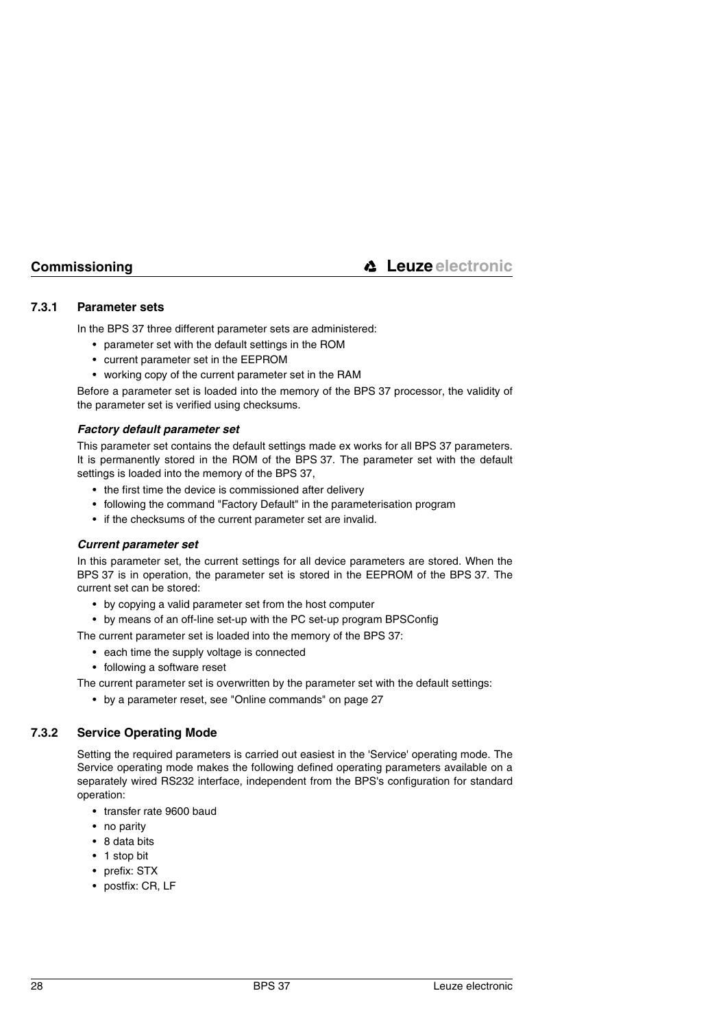### 7.3.1 Parameter sets

In the BPS 37 three different parameter sets are administered:

- parameter set with the default settings in the ROM
- current parameter set in the EEPROM
- working copy of the current parameter set in the RAM

Before a parameter set is loaded into the memory of the BPS 37 processor, the validity of the parameter set is verified using checksums.

#### *Factory default parameter set*

This parameter set contains the default settings made ex works for all BPS 37 parameters. It is permanently stored in the ROM of the BPS 37. The parameter set with the default settings is loaded into the memory of the BPS 37,

- the first time the device is commissioned after delivery
- following the command "Factory Default" in the parameterisation program
- if the checksums of the current parameter set are invalid.

#### *Current parameter set*

In this parameter set, the current settings for all device parameters are stored. When the BPS 37 is in operation, the parameter set is stored in the EEPROM of the BPS 37. The current set can be stored:

- by copying a valid parameter set from the host computer
- by means of an off-line set-up with the PC set-up program BPSConfig

The current parameter set is loaded into the memory of the BPS 37:

- each time the supply voltage is connected
- following a software reset

The current parameter set is overwritten by the parameter set with the default settings:

- by a parameter reset, see "Online commands" on page 27

### 7.3.2 Service Operating Mode

Setting the required parameters is carried out easiest in the 'Service' operating mode. The Service operating mode makes the following defined operating parameters available on a separately wired RS232 interface, independent from the BPS's configuration for standard operation:

- transfer rate 9600 baud
- no parity
- 8 data bits
- 1 stop bit
- prefix: STX
- postfix: CR, LF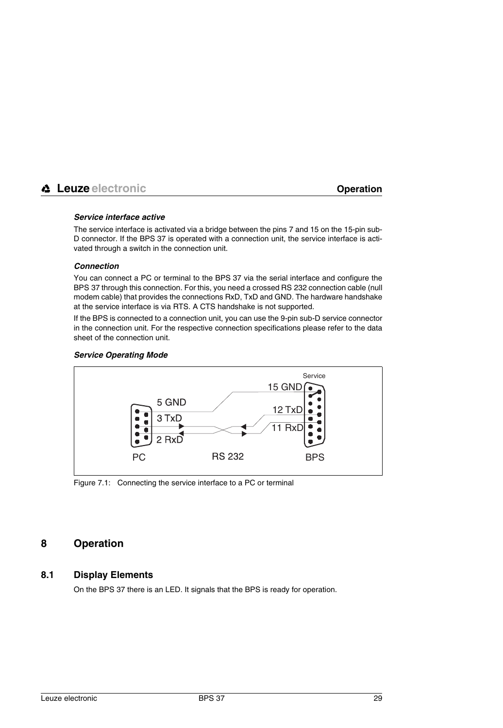***Service interface active***

The service interface is activated via a bridge between the pins 7 and 15 on the 15-pin sub-D connector. If the BPS 37 is operated with a connection unit, the service interface is activated through a switch in the connection unit.

***Connection***

You can connect a PC or terminal to the BPS 37 via the serial interface and configure the BPS 37 through this connection. For this, you need a crossed RS 232 connection cable (null modem cable) that provides the connections RxD, TxD and GND. The hardware handshake at the service interface is via RTS. A CTS handshake is not supported.

If the BPS is connected to a connection unit, you can use the 9-pin sub-D service connector in the connection unit. For the respective connection specifications please refer to the data sheet of the connection unit.

***Service Operating Mode***

Figure 7.1: Connecting the service interface to a PC or terminal

# 8 Operation

## 8.1 Display Elements

On the BPS 37 there is an LED. It signals that the BPS is ready for operation.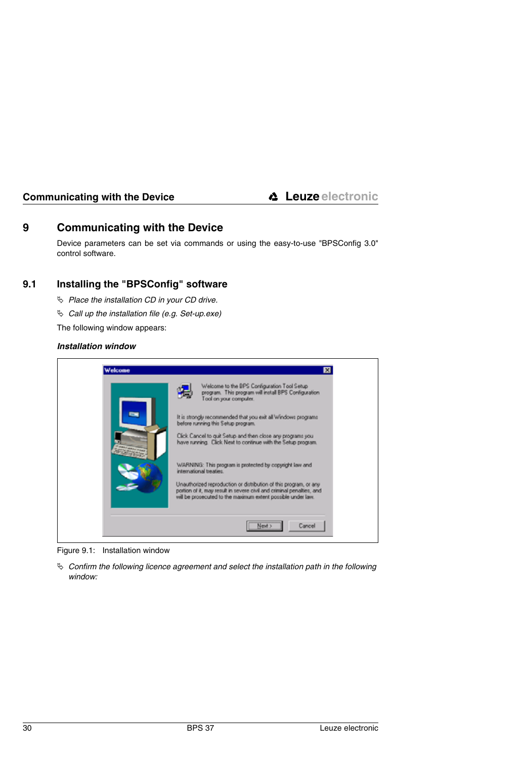# 9 Communicating with the Device

Device parameters can be set via commands or using the easy-to-use "BPSConfig 3.0" control software.

## 9.1 Installing the "BPSConfig" software

↳ *Place the installation CD in your CD drive.*

↳ *Call up the installation file (e.g. Set-up.exe)*

The following window appears:

***Installation window***

Figure 9.1: Installation window

↳ *Confirm the following licence agreement and select the installation path in the following window:*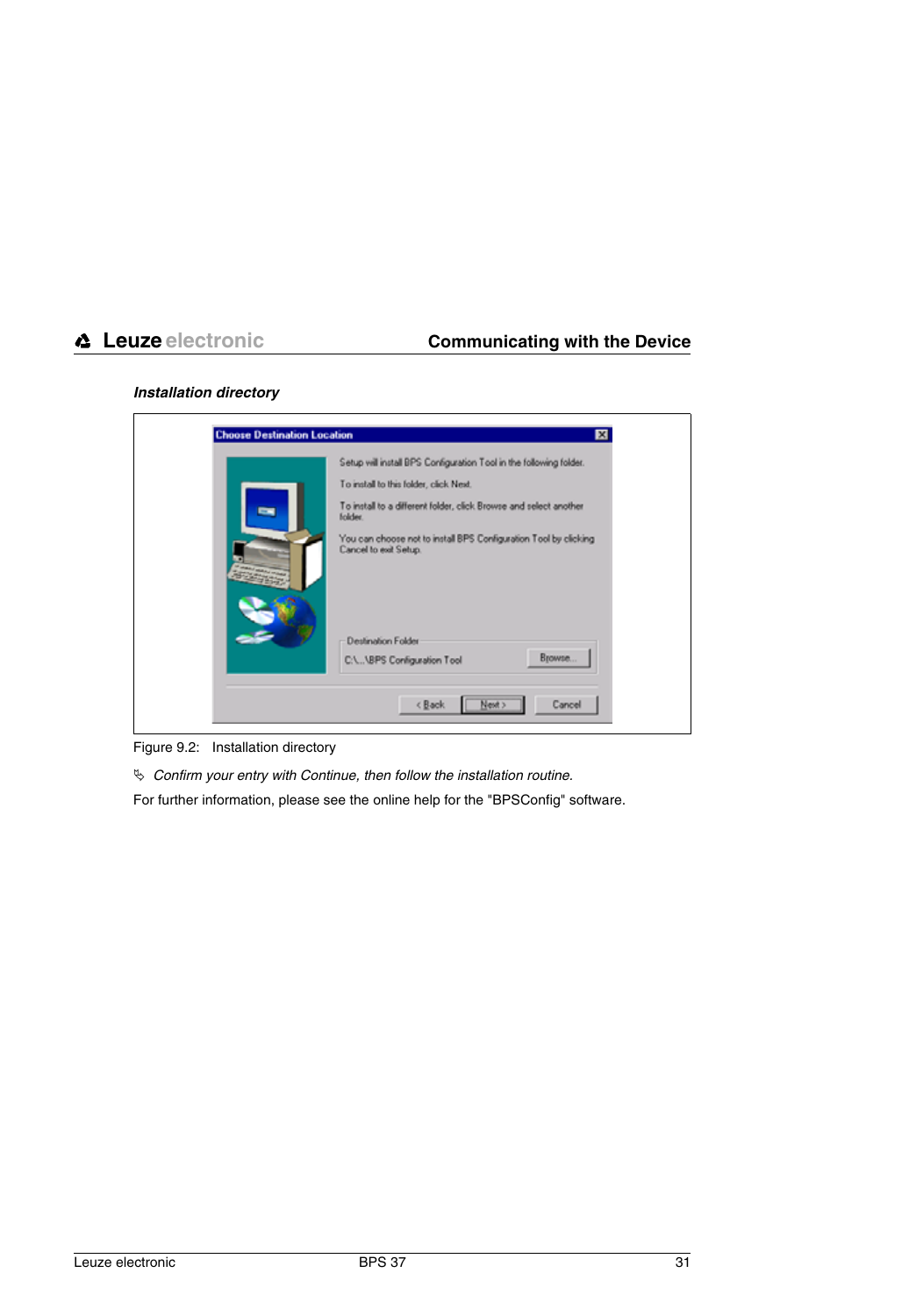***Installation directory***

Figure 9.2: Installation directory

↳ *Confirm your entry with Continue, then follow the installation routine.*

For further information, please see the online help for the "BPSConfig" software.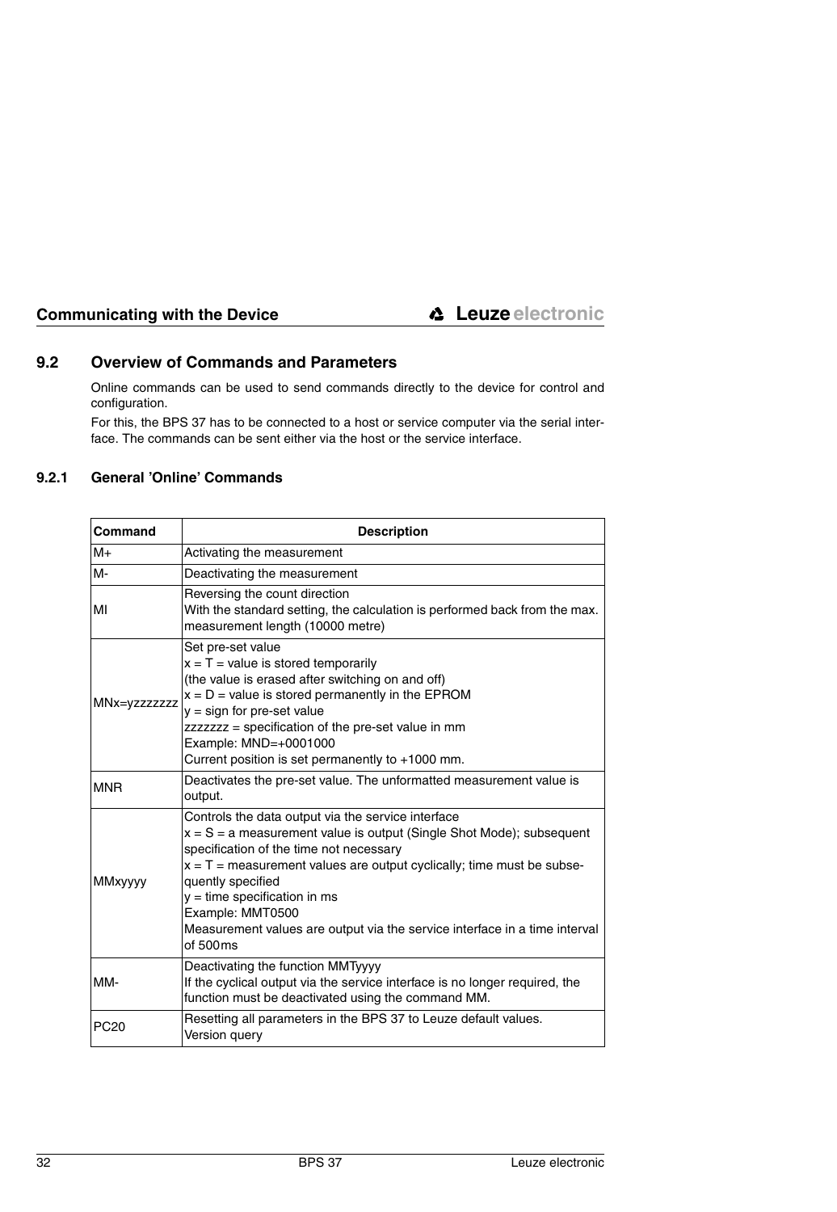## 9.2 Overview of Commands and Parameters

Online commands can be used to send commands directly to the device for control and configuration.

For this, the BPS 37 has to be connected to a host or service computer via the serial interface. The commands can be sent either via the host or the service interface.

### 9.2.1 General 'Online' Commands

| Command | Description |
|---|---|
| M+ | Activating the measurement |
| M- | Deactivating the measurement |
| MI | Reversing the count direction<br>With the standard setting, the calculation is performed back from the max. measurement length (10000 metre) |
| MNx=yzzzzzzz | Set pre-set value<br>x = T = value is stored temporarily<br>(the value is erased after switching on and off)<br>x = D = value is stored permanently in the EPROM<br>y = sign for pre-set value<br>zzzzzzz = specification of the pre-set value in mm<br>Example: MND=+0001000<br>Current position is set permanently to +1000 mm. |
| MNR | Deactivates the pre-set value. The unformatted measurement value is output. |
| MMxyyyy | Controls the data output via the service interface<br>x = S = a measurement value is output (Single Shot Mode); subsequent specification of the time not necessary<br>x = T = measurement values are output cyclically; time must be subsequently specified<br>y = time specification in ms<br>Example: MMT0500<br>Measurement values are output via the service interface in a time interval of 500ms |
| MM- | Deactivating the function MMTyyyy<br>If the cyclical output via the service interface is no longer required, the function must be deactivated using the command MM. |
| PC20 | Resetting all parameters in the BPS 37 to Leuze default values.<br>Version query |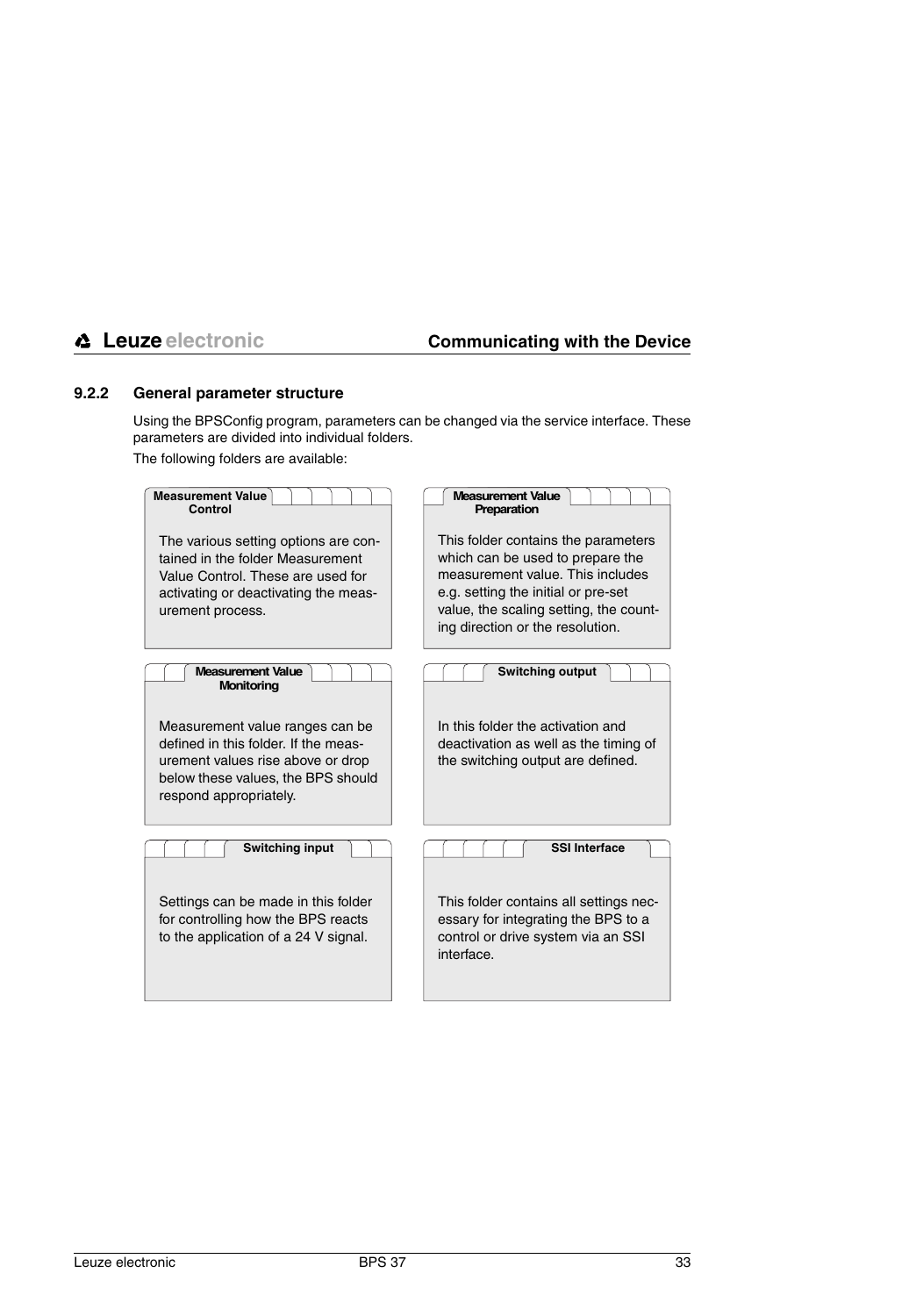### 9.2.2 General parameter structure

Using the BPSConfig program, parameters can be changed via the service interface. These parameters are divided into individual folders.

The following folders are available:

**Measurement Value Control**

The various setting options are contained in the folder Measurement Value Control. These are used for activating or deactivating the measurement process.

**Measurement Value Preparation**

This folder contains the parameters which can be used to prepare the measurement value. This includes e.g. setting the initial or pre-set value, the scaling setting, the counting direction or the resolution.

**Measurement Value Monitoring**

Measurement value ranges can be defined in this folder. If the measurement values rise above or drop below these values, the BPS should respond appropriately.

**Switching output**

In this folder the activation and deactivation as well as the timing of the switching output are defined.

**Switching input**

Settings can be made in this folder for controlling how the BPS reacts to the application of a 24 V signal.

**SSI Interface**

This folder contains all settings necessary for integrating the BPS to a control or drive system via an SSI interface.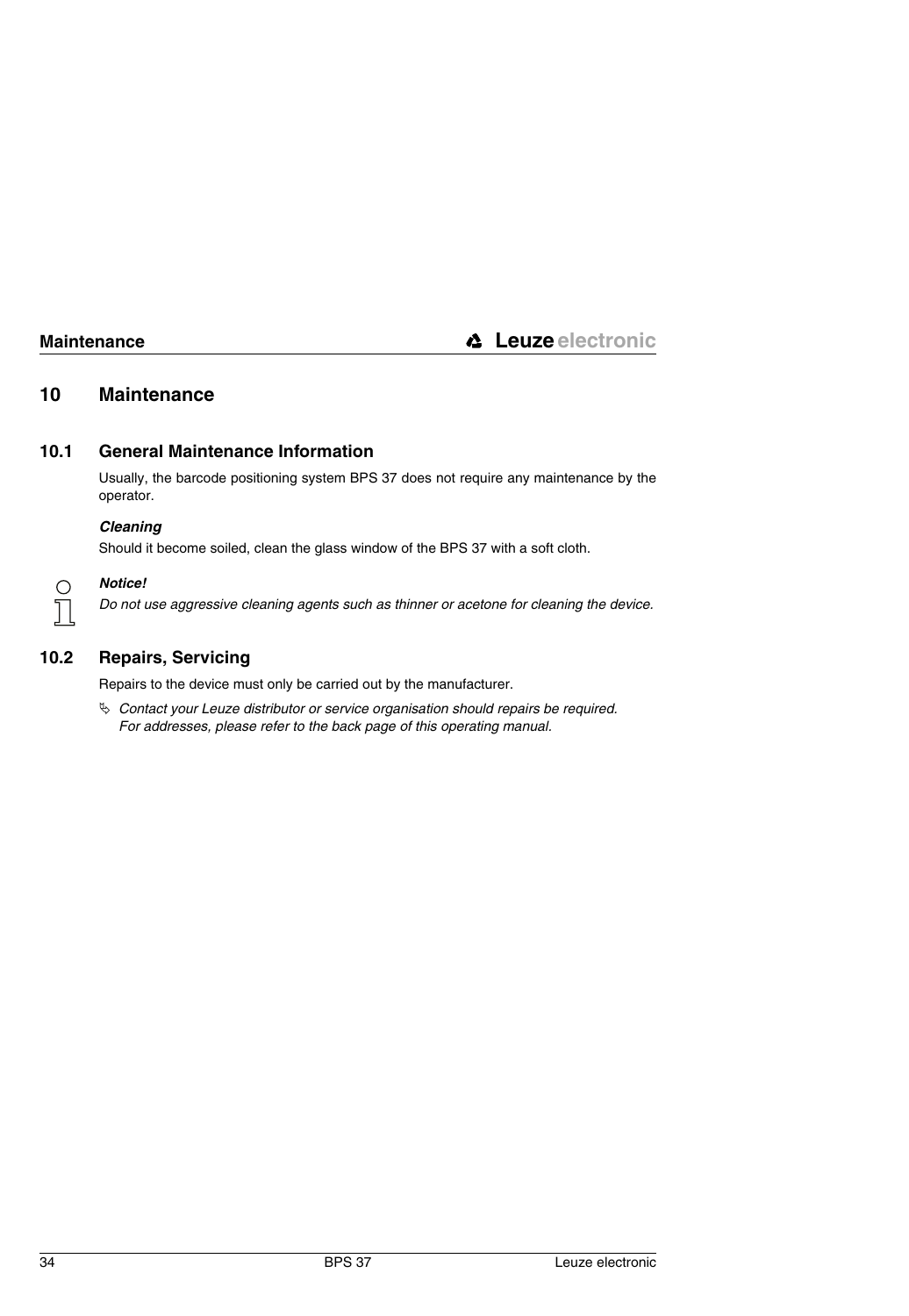# 10 Maintenance

## 10.1 General Maintenance Information

Usually, the barcode positioning system BPS 37 does not require any maintenance by the operator.

***Cleaning***

Should it become soiled, clean the glass window of the BPS 37 with a soft cloth.

***Notice!***

*Do not use aggressive cleaning agents such as thinner or acetone for cleaning the device.*

## 10.2 Repairs, Servicing

Repairs to the device must only be carried out by the manufacturer.

↳ *Contact your Leuze distributor or service organisation should repairs be required. For addresses, please refer to the back page of this operating manual.*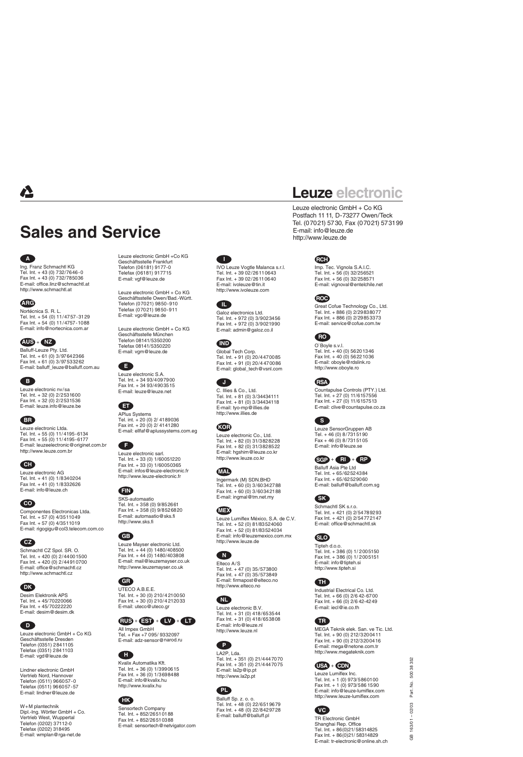**Leuze electronic**

Leuze electronic GmbH + Co KG
Postfach 11 11, D-73277 Owen/Teck
Tel. (07021) 5730, Fax (07021) 573199
E-mail: info@leuze.de
http://www.leuze.de

# Sales and Service

**A**
Ing. Franz Schmachtl KG
Tel. Int. + 43 (0) 732/7646-0
Fax Int. + 43 (0) 732/785036
E-mail: office.linz@schmachtl.at
http://www.schmachtl.at

**ARG**
Nortécnica S. R. L.
Tel. Int. + 54 (0) 11/4757-3129
Fax Int. + 54 (0) 11/4757-1088
E-mail: info@nortecnica.com.ar

**AUS** + **NZ**
Balluff-Leuze Pty. Ltd.
Tel. Int. + 61 (0) 3/97642366
Fax Int. + 61 (0) 3/97533262
E-mail: balluff_leuze@balluff.com.au

**B**
Leuze electronic nv/sa
Tel. Int. + 32 (0) 2/2531600
Fax Int. + 32 (0) 2/2531536
E-mail: leuze.info@leuze.be

**BR**
Leuze electronic Ltda.
Tel. Int. + 55 (0) 11/4195-6134
Fax Int. + 55 (0) 11/4195-6177
E-mail: leuzeelectronic@originet.com.br
http://www.leuze.com.br

**CH**
Leuze electronic AG
Tel. Int. + 41 (0) 1/8340204
Fax Int. + 41 (0) 1/8332626
E-mail: info@leuze.ch

**CO**
Componentes Electronicas Ltda.
Tel. Int. + 57 (0) 4/3511049
Fax Int. + 57 (0) 4/3511019
E-mail: rigogigu@col3.telecom.com.co

**CZ**
Schmachtl CZ Spol. SR. O.
Tel. Int. + 420 (0) 2/44001500
Fax Int. + 420 (0) 2/44910700
E-mail: office@schmachtl.cz
http://www.schmachtl.cz

**DK**
Desim Elektronik APS
Tel. Int. + 45/70220066
Fax Int. + 45/70222220
E-mail: desim@desim.dk

**D**
Leuze electronic GmbH + Co KG
Geschäftsstelle Dresden
Telefon (0351) 2841105
Telefax (0351) 2841103
E-mail: vgd@leuze.de

Lindner electronic GmbH
Vertrieb Nord, Hannover
Telefon (0511) 966057-0
Telefax (0511) 966057-57
E-mail: lindner@leuze.de

W+M plantechnik
Dipl.-Ing. Wörtler GmbH + Co.
Vertrieb West, Wuppertal
Telefon (0202) 37112-0
Telefax (0202) 318495
E-mail: wmplan@rga-net.de

Leuze electronic GmbH +Co KG
Geschäftsstelle Frankfurt
Telefon (06181) 9177-0
Telefax (06181) 917715
E-mail: vgf@leuze.de

Leuze electronic GmbH + Co KG
Geschäftsstelle Owen/Bad.-Württ.
Telefon (07021) 9850-910
Telefax (07021) 9850-911
E-mail: vgo@leuze.de

Leuze electronic GmbH + Co KG
Geschäftsstelle München
Telefon 08141/5350200
Telefax 08141/5350220
E-mail: vgm@leuze.de

**E**
Leuze electronic S.A.
Tel. Int. + 34 93/4097900
Fax Int. + 34 93/4903515
E-mail: leuze@leuze.net

**ET**
APlus Systems
Tel. int. + 20 (0) 2/ 4189036
Fax int. + 20 (0) 2/ 4141280
E-mail: ellfaf@aplussystems.com.eg

**F**
Leuze electronic sarl.
Tel. Int. + 33 (0) 1/60051220
Fax Int. + 33 (0) 1/60050365
E-mail: infos@leuze-electronic.fr
http://www.leuze-electronic.fr

**FIN**
SKS-automaatio
Tel. Int. + 358 (0) 9/852661
Fax Int. + 358 (0) 9/8526820
E-mail: automaatio@sks.fi
http://www.sks.fi

**GB**
Leuze Mayser electronic Ltd.
Tel. Int. + 44 (0) 1480/408500
Fax Int. + 44 (0) 1480/403808
E-mail: mail@leuzemayser.co.uk
http://www.leuzemayser.co.uk

**GR**
UTECO A.B.E.E.
Tel. Int. + 30 (0) 210/4210050
Fax Int. + 30 (0) 210/4212033
E-mail: uteco@uteco.gr

**RUS** + **EST** + **LV** + **LT**
All Impex GmbH
Tel. + Fax +7 095/ 9332097
E-mail: adz-sensor@narod.ru

**H**
Kvalix Automatika Kft.
Tel. Int. + 36 (0) 1/3990615
Fax Int. + 36 (0) 1/3698488
E-mail: info@kvalix.hu
http://www.kvalix.hu

**HK**
Sensortech Company
Tel. Int. + 852/26510188
Fax Int. + 852/26510388
E-mail: sensortech@netvigator.com

**I**
IVO Leuze Vogtle Malanca s.r.l.
Tel. Int. + 39 02/26110643
Fax Int. + 39 02/26110640
E-mail: ivoleuze@tin.it
http://www.ivoleuze.com

**IL**
Galoz electronics Ltd.
Tel. Int. + 972 (0) 3/9023456
Fax Int. + 972 (0) 3/9021990
E-mail: admin@galoz.co.il

**IND**
Global Tech Corp.
Tel. Int. + 91 (0) 20/4470085
Fax Int. + 91 (0) 20/4470086
E-mail: global_tech@vsnl.com

**J**
C. Illies & Co., Ltd.
Tel. Int. + 81 (0) 3/34434111
Fax Int. + 81 (0) 3/34434118
E-mail: tyo-mp@illies.de
http://www.illies.de

**KOR**
Leuze electronic Co., Ltd.
Tel. Int. + 82 (0) 31/3828228
Fax Int. + 82 (0) 31/3828522
E-mail: hgshim@leuze.co.kr
http://www.leuze.co.kr

**MAL**
Ingermark (M) SDN.BHD
Tel. Int. + 60 (0) 3/60342788
Fax Int. + 60 (0) 3/60342188
E-mail: ingmal@tm.net.my

**MEX**
Leuze Lumiflex México, S.A. de C.V.
Tel. Int. + 52 (0) 81/83524060
Fax Int. + 52 (0) 81/83524034
E-mail: info@leuzemexico.com.mx
http://www.leuze.de

**N**
Elteco A/S
Tel. Int. + 47 (0) 35/573800
Fax Int. + 47 (0) 35/573849
E-mail: firmapost@elteco.no
http://www.elteco.no

**NL**
Leuze electronic B.V.
Tel. Int. + 31 (0) 418/653544
Fax Int. + 31 (0) 418/653808
E-mail: info@leuze.nl
http://www.leuze.nl

**P**
LA2P, Lda.
Tel. Int. + 351 (0) 21/4447070
Fax Int. + 351 (0) 21/4447075
E-mail: la2p@ip.pt
http://www.la2p.pt

**PL**
Balluff Sp. z. o. o.
Tel. Int. + 48 (0) 22/6519679
Fax Int. + 48 (0) 22/8429728
E-mail: balluff@balluff.pl

**RCH**
Imp. Tec. Vignola S.A.I.C.
Tel. Int. + 56 (0) 32/256521
Fax Int. + 56 (0) 32/258571
E-mail: vignoval@entelchile.net

**ROC**
Great Cofue Technology Co., Ltd.
Tel. Int. + 886 (0) 2/29838077
Fax Int. + 886 (0) 2/29853373
E-mail: service@cofue.com.tw

**RO**
O`Boyle s.v.l.
Tel. Int. + 40 (0) 56201346
Fax Int. + 40 (0) 56221036
E-mail: oboyle@rdslink.ro
http://www.oboyle.ro

**RSA**
Countapulse Controls (PTY.) Ltd.
Tel. Int. + 27 (0) 11/6157556
Fax Int. + 27 (0) 11/6157513
E-mail: clive@countapulse.co.za

**S**
Leuze SensorGruppen AB
Tel. + 46 (0) 8/7315190
Fax + 46 (0) 8/7315105
E-mail: info@leuze.se

**SGP** + **RI** + **RP**
Balluff Asia Pte Ltd
Tel. Int. + 65/62524384
Fax Int. + 65/62529060
E-mail: balluff@balluff.com.sg

**SK**
Schmachtl SK s.r.o.
Tel. Int. + 421 (0) 2/54789293
Fax Int. + 421 (0) 2/54772147
E-mail: office@schmachtl.sk

**SLO**
Tipteh d.o.o.
Tel. Int. + 386 (0) 1/2005150
Fax Int. + 386 (0) 1/2005151
E-mail: info@tipteh.si
http://www.tipteh.si

**TH**
Industrial Electrical Co. Ltd.
Tel. Int. + 66 (0) 2/642-6700
Fax Int. + 66 (0) 2/642-4249
E-mail: iecl@ie.co.th

**TR**
MEGA Teknik elek. San. ve Tic. Ltd.
Tel. Int. + 90 (0) 212/3200411
Fax Int. + 90 (0) 212/3200416
E-mail: mega@netone.com.tr
http://www.megateknik.com

**USA** + **CDN**
Leuze Lumiflex Inc.
Tel. Int. + 1 (0) 973/5860100
Fax Int. + 1 (0) 973/586 1590
E-mail: info@leuze-lumiflex.com
http://www.leuze-lumiflex.com

**VC**
TR Electronic GmbH
Shanghai Rep. Office
Tel. Int. + 86(0)21/58314825
Fax Int. + 86(0)21/ 58314829
E-mail: tr-electronic@online.sh.cn

GB 163/01 – 02/03 Part. No. 500 38 352